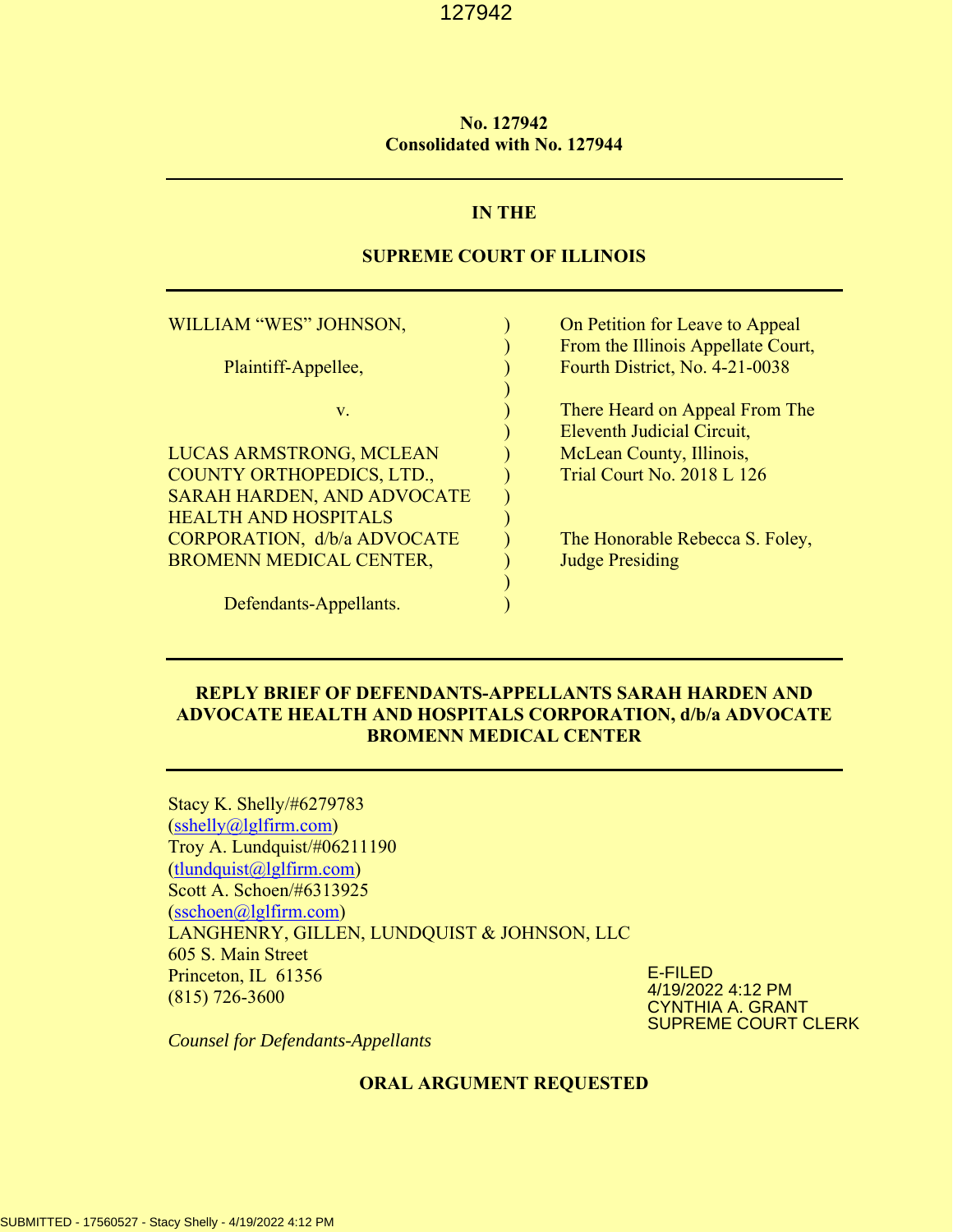**No. 127942**
**Consolidated with No. 127944**

---

**IN THE**

**SUPREME COURT OF ILLINOIS**

---

| | | |
|---|---|---|
| WILLIAM "WES" JOHNSON, | ) | On Petition for Leave to Appeal |
| | ) | From the Illinois Appellate Court, |
| Plaintiff-Appellee, | ) | Fourth District, No. 4-21-0038 |
| | ) | |
| v. | ) | There Heard on Appeal From The |
| | ) | Eleventh Judicial Circuit, |
| LUCAS ARMSTRONG, MCLEAN COUNTY ORTHOPEDICS, LTD., SARAH HARDEN, AND ADVOCATE HEALTH AND HOSPITALS CORPORATION, d/b/a ADVOCATE BROMENN MEDICAL CENTER, | ) | McLean County, Illinois, Trial Court No. 2018 L 126 |
| | ) | The Honorable Rebecca S. Foley, Judge Presiding |
| Defendants-Appellants. | ) | |

---

**REPLY BRIEF OF DEFENDANTS-APPELLANTS SARAH HARDEN AND ADVOCATE HEALTH AND HOSPITALS CORPORATION, d/b/a ADVOCATE BROMENN MEDICAL CENTER**

---

Stacy K. Shelly/#6279783
(sshelly@lglfirm.com)
Troy A. Lundquist/#06211190
(tlundquist@lglfirm.com)
Scott A. Schoen/#6313925
(sschoen@lglfirm.com)
LANGHENRY, GILLEN, LUNDQUIST & JOHNSON, LLC
605 S. Main Street
Princeton, IL 61356
(815) 726-3600

*Counsel for Defendants-Appellants*

E-FILED
4/19/2022 4:12 PM
CYNTHIA A. GRANT
SUPREME COURT CLERK

**ORAL ARGUMENT REQUESTED**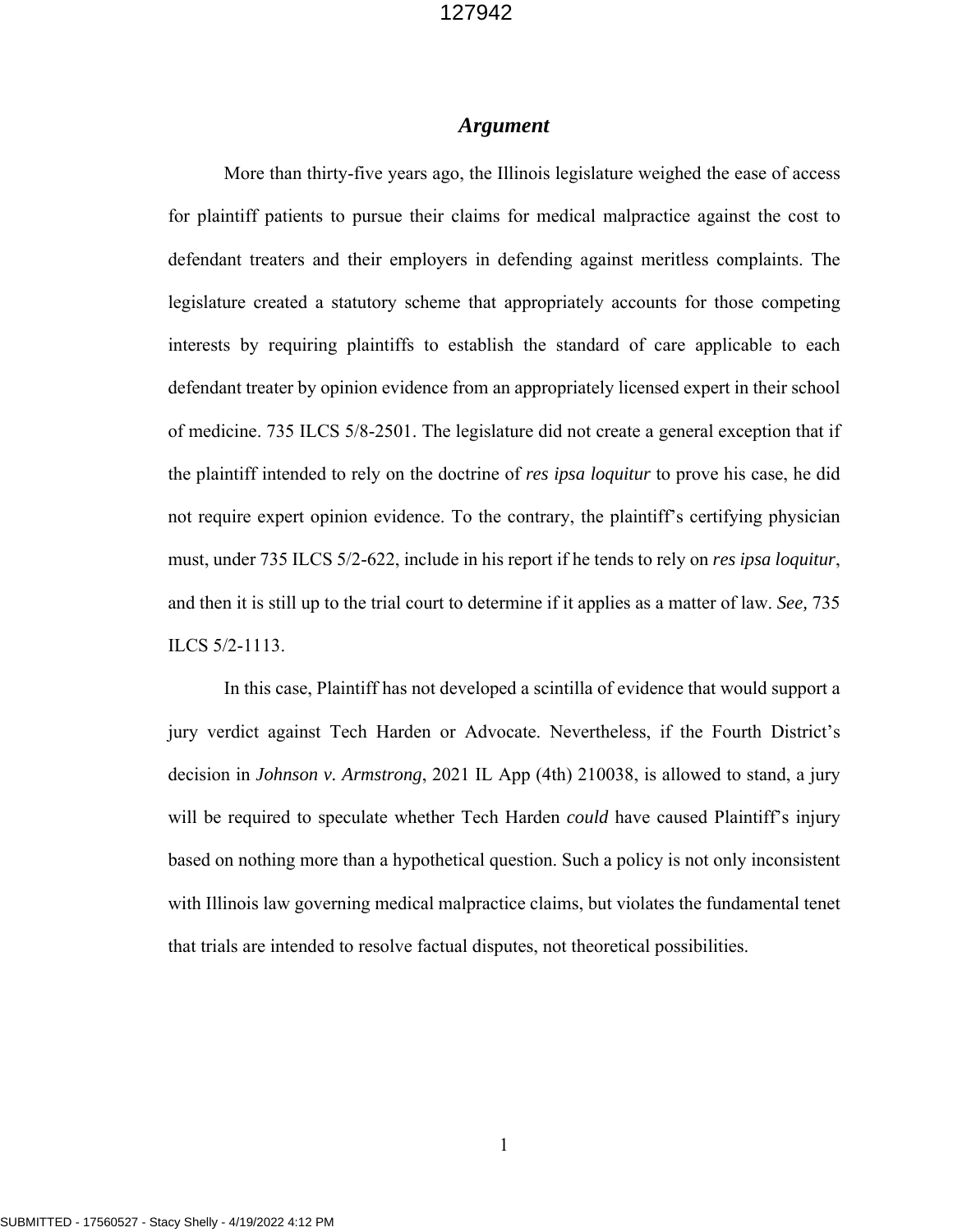## *Argument*

More than thirty-five years ago, the Illinois legislature weighed the ease of access for plaintiff patients to pursue their claims for medical malpractice against the cost to defendant treaters and their employers in defending against meritless complaints. The legislature created a statutory scheme that appropriately accounts for those competing interests by requiring plaintiffs to establish the standard of care applicable to each defendant treater by opinion evidence from an appropriately licensed expert in their school of medicine. 735 ILCS 5/8-2501. The legislature did not create a general exception that if the plaintiff intended to rely on the doctrine of *res ipsa loquitur* to prove his case, he did not require expert opinion evidence. To the contrary, the plaintiff's certifying physician must, under 735 ILCS 5/2-622, include in his report if he tends to rely on *res ipsa loquitur*, and then it is still up to the trial court to determine if it applies as a matter of law. *See,* 735 ILCS 5/2-1113.

In this case, Plaintiff has not developed a scintilla of evidence that would support a jury verdict against Tech Harden or Advocate. Nevertheless, if the Fourth District's decision in *Johnson v. Armstrong*, 2021 IL App (4th) 210038, is allowed to stand, a jury will be required to speculate whether Tech Harden *could* have caused Plaintiff's injury based on nothing more than a hypothetical question. Such a policy is not only inconsistent with Illinois law governing medical malpractice claims, but violates the fundamental tenet that trials are intended to resolve factual disputes, not theoretical possibilities.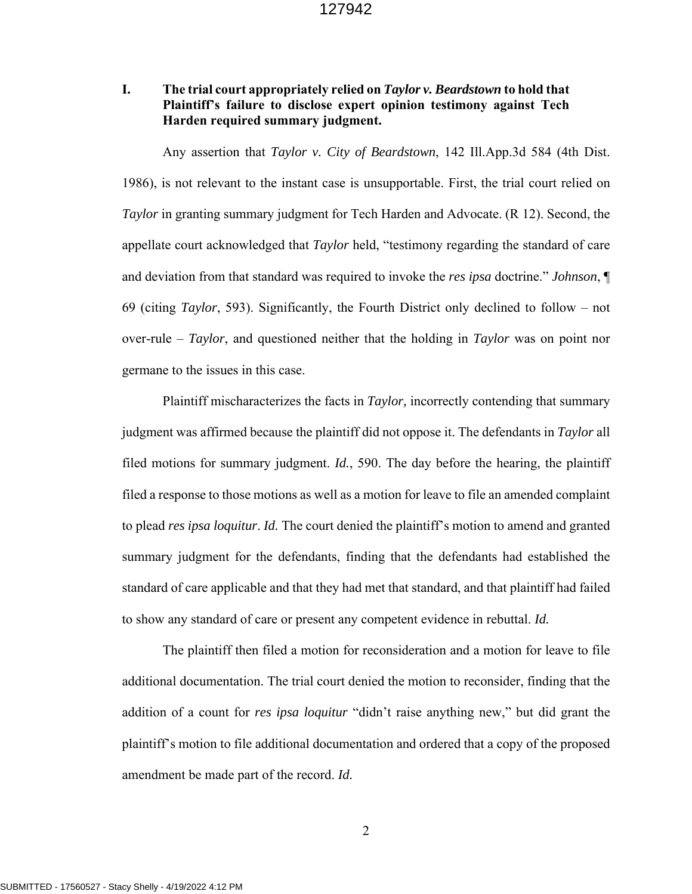## I. The trial court appropriately relied on *Taylor v. Beardstown* to hold that Plaintiff's failure to disclose expert opinion testimony against Tech Harden required summary judgment.

Any assertion that *Taylor v. City of Beardstown*, 142 Ill.App.3d 584 (4th Dist. 1986), is not relevant to the instant case is unsupportable. First, the trial court relied on *Taylor* in granting summary judgment for Tech Harden and Advocate. (R 12). Second, the appellate court acknowledged that *Taylor* held, "testimony regarding the standard of care and deviation from that standard was required to invoke the *res ipsa* doctrine." *Johnson*, ¶ 69 (citing *Taylor*, 593). Significantly, the Fourth District only declined to follow – not over-rule – *Taylor*, and questioned neither that the holding in *Taylor* was on point nor germane to the issues in this case.

Plaintiff mischaracterizes the facts in *Taylor,* incorrectly contending that summary judgment was affirmed because the plaintiff did not oppose it. The defendants in *Taylor* all filed motions for summary judgment. *Id.*, 590. The day before the hearing, the plaintiff filed a response to those motions as well as a motion for leave to file an amended complaint to plead *res ipsa loquitur*. *Id.* The court denied the plaintiff's motion to amend and granted summary judgment for the defendants, finding that the defendants had established the standard of care applicable and that they had met that standard, and that plaintiff had failed to show any standard of care or present any competent evidence in rebuttal. *Id.*

The plaintiff then filed a motion for reconsideration and a motion for leave to file additional documentation. The trial court denied the motion to reconsider, finding that the addition of a count for *res ipsa loquitur* "didn't raise anything new," but did grant the plaintiff's motion to file additional documentation and ordered that a copy of the proposed amendment be made part of the record. *Id.*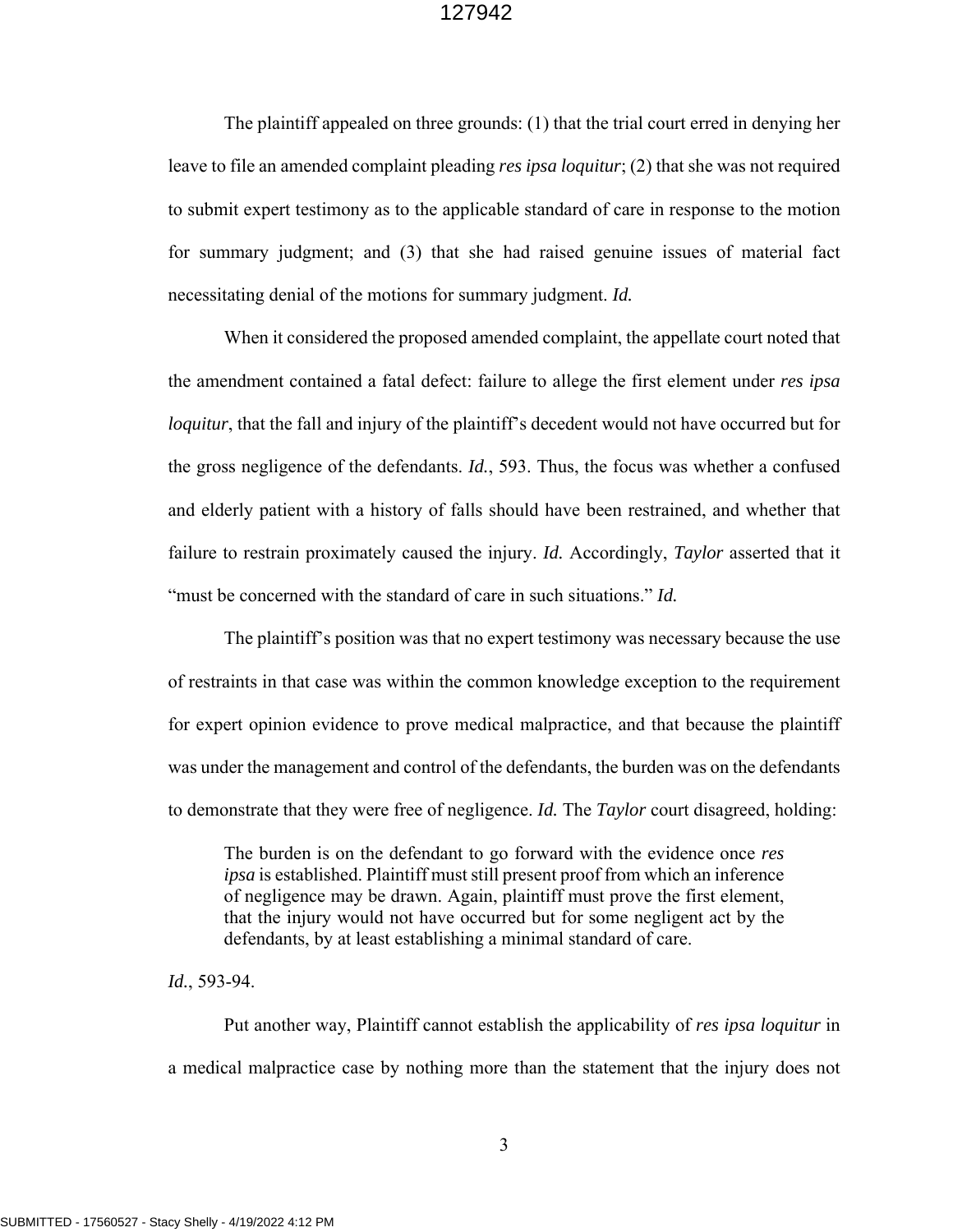The plaintiff appealed on three grounds: (1) that the trial court erred in denying her leave to file an amended complaint pleading *res ipsa loquitur*; (2) that she was not required to submit expert testimony as to the applicable standard of care in response to the motion for summary judgment; and (3) that she had raised genuine issues of material fact necessitating denial of the motions for summary judgment. *Id.*

When it considered the proposed amended complaint, the appellate court noted that the amendment contained a fatal defect: failure to allege the first element under *res ipsa loquitur*, that the fall and injury of the plaintiff's decedent would not have occurred but for the gross negligence of the defendants. *Id.*, 593. Thus, the focus was whether a confused and elderly patient with a history of falls should have been restrained, and whether that failure to restrain proximately caused the injury. *Id.* Accordingly, *Taylor* asserted that it "must be concerned with the standard of care in such situations." *Id.*

The plaintiff's position was that no expert testimony was necessary because the use of restraints in that case was within the common knowledge exception to the requirement for expert opinion evidence to prove medical malpractice, and that because the plaintiff was under the management and control of the defendants, the burden was on the defendants to demonstrate that they were free of negligence. *Id.* The *Taylor* court disagreed, holding:

> The burden is on the defendant to go forward with the evidence once *res ipsa* is established. Plaintiff must still present proof from which an inference of negligence may be drawn. Again, plaintiff must prove the first element, that the injury would not have occurred but for some negligent act by the defendants, by at least establishing a minimal standard of care.

*Id.*, 593-94.

Put another way, Plaintiff cannot establish the applicability of *res ipsa loquitur* in a medical malpractice case by nothing more than the statement that the injury does not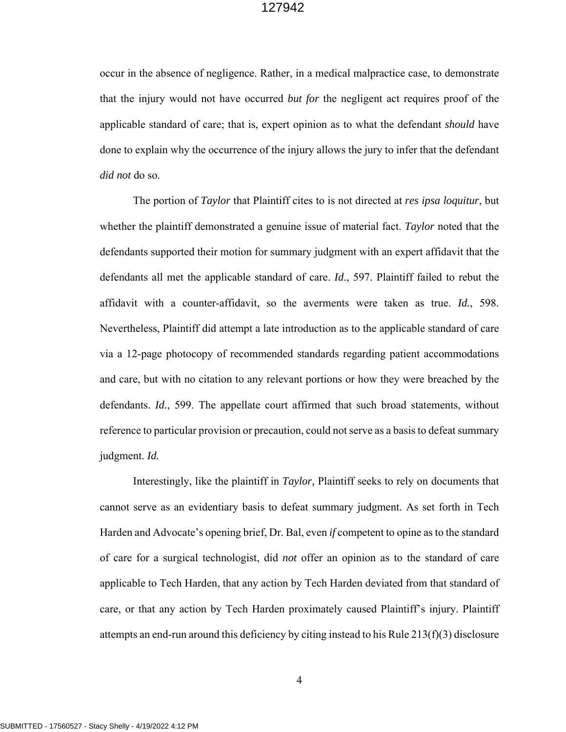occur in the absence of negligence. Rather, in a medical malpractice case, to demonstrate that the injury would not have occurred *but for* the negligent act requires proof of the applicable standard of care; that is, expert opinion as to what the defendant *should* have done to explain why the occurrence of the injury allows the jury to infer that the defendant *did not* do so.

The portion of *Taylor* that Plaintiff cites to is not directed at *res ipsa loquitur*, but whether the plaintiff demonstrated a genuine issue of material fact. *Taylor* noted that the defendants supported their motion for summary judgment with an expert affidavit that the defendants all met the applicable standard of care. *Id*., 597. Plaintiff failed to rebut the affidavit with a counter-affidavit, so the averments were taken as true. *Id.*, 598. Nevertheless, Plaintiff did attempt a late introduction as to the applicable standard of care via a 12-page photocopy of recommended standards regarding patient accommodations and care, but with no citation to any relevant portions or how they were breached by the defendants. *Id.*, 599. The appellate court affirmed that such broad statements, without reference to particular provision or precaution, could not serve as a basis to defeat summary judgment. *Id.*

Interestingly, like the plaintiff in *Taylor,* Plaintiff seeks to rely on documents that cannot serve as an evidentiary basis to defeat summary judgment. As set forth in Tech Harden and Advocate's opening brief, Dr. Bal, even *if* competent to opine as to the standard of care for a surgical technologist, did *not* offer an opinion as to the standard of care applicable to Tech Harden, that any action by Tech Harden deviated from that standard of care, or that any action by Tech Harden proximately caused Plaintiff's injury. Plaintiff attempts an end-run around this deficiency by citing instead to his Rule 213(f)(3) disclosure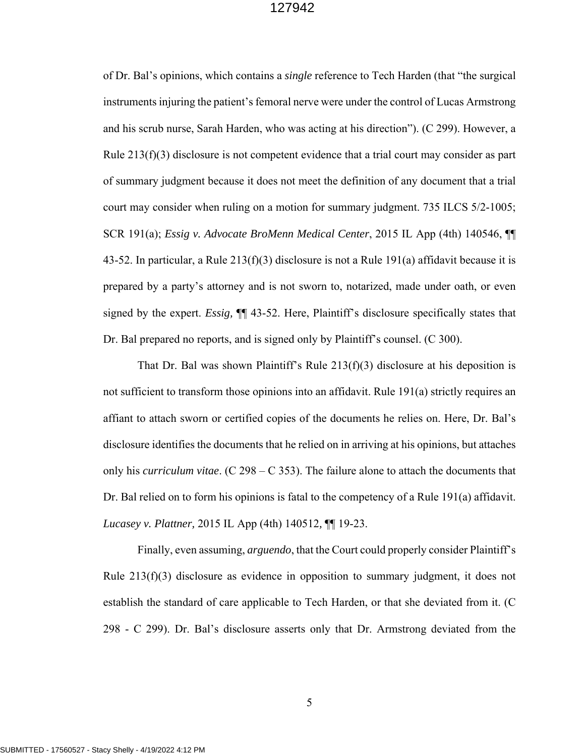of Dr. Bal's opinions, which contains a *single* reference to Tech Harden (that "the surgical instruments injuring the patient's femoral nerve were under the control of Lucas Armstrong and his scrub nurse, Sarah Harden, who was acting at his direction"). (C 299). However, a Rule 213(f)(3) disclosure is not competent evidence that a trial court may consider as part of summary judgment because it does not meet the definition of any document that a trial court may consider when ruling on a motion for summary judgment. 735 ILCS 5/2-1005; SCR 191(a); *Essig v. Advocate BroMenn Medical Center*, 2015 IL App (4th) 140546, ¶¶ 43-52. In particular, a Rule 213(f)(3) disclosure is not a Rule 191(a) affidavit because it is prepared by a party's attorney and is not sworn to, notarized, made under oath, or even signed by the expert. *Essig,* ¶¶ 43-52. Here, Plaintiff's disclosure specifically states that Dr. Bal prepared no reports, and is signed only by Plaintiff's counsel. (C 300).

That Dr. Bal was shown Plaintiff's Rule 213(f)(3) disclosure at his deposition is not sufficient to transform those opinions into an affidavit. Rule 191(a) strictly requires an affiant to attach sworn or certified copies of the documents he relies on. Here, Dr. Bal's disclosure identifies the documents that he relied on in arriving at his opinions, but attaches only his *curriculum vitae*. (C 298 – C 353). The failure alone to attach the documents that Dr. Bal relied on to form his opinions is fatal to the competency of a Rule 191(a) affidavit. *Lucasey v. Plattner,* 2015 IL App (4th) 140512*,* ¶¶ 19-23.

Finally, even assuming, *arguendo*, that the Court could properly consider Plaintiff's Rule 213(f)(3) disclosure as evidence in opposition to summary judgment, it does not establish the standard of care applicable to Tech Harden, or that she deviated from it. (C 298 - C 299). Dr. Bal's disclosure asserts only that Dr. Armstrong deviated from the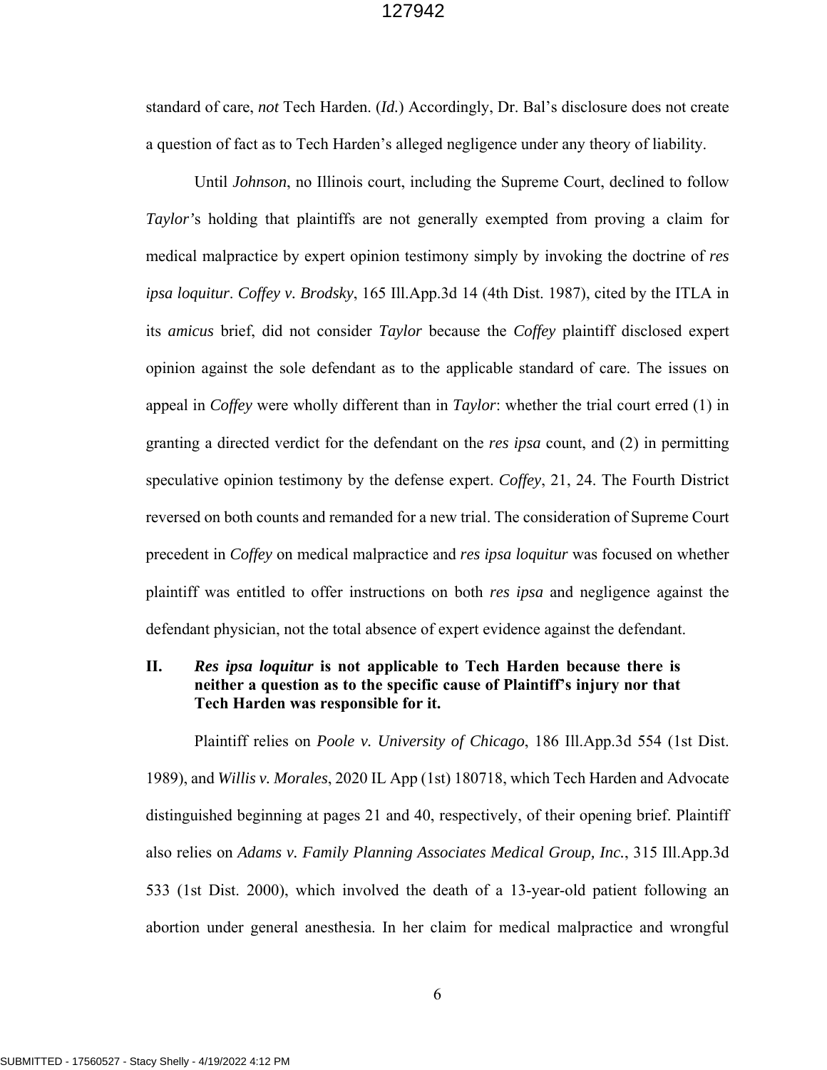standard of care, *not* Tech Harden. (*Id.*) Accordingly, Dr. Bal's disclosure does not create a question of fact as to Tech Harden's alleged negligence under any theory of liability.

Until *Johnson*, no Illinois court, including the Supreme Court, declined to follow *Taylor's* holding that plaintiffs are not generally exempted from proving a claim for medical malpractice by expert opinion testimony simply by invoking the doctrine of *res ipsa loquitur*. *Coffey v. Brodsky*, 165 Ill.App.3d 14 (4th Dist. 1987), cited by the ITLA in its *amicus* brief, did not consider *Taylor* because the *Coffey* plaintiff disclosed expert opinion against the sole defendant as to the applicable standard of care. The issues on appeal in *Coffey* were wholly different than in *Taylor*: whether the trial court erred (1) in granting a directed verdict for the defendant on the *res ipsa* count, and (2) in permitting speculative opinion testimony by the defense expert. *Coffey*, 21, 24. The Fourth District reversed on both counts and remanded for a new trial. The consideration of Supreme Court precedent in *Coffey* on medical malpractice and *res ipsa loquitur* was focused on whether plaintiff was entitled to offer instructions on both *res ipsa* and negligence against the defendant physician, not the total absence of expert evidence against the defendant.

## II. *Res ipsa loquitur* is not applicable to Tech Harden because there is neither a question as to the specific cause of Plaintiff's injury nor that Tech Harden was responsible for it.

Plaintiff relies on *Poole v. University of Chicago*, 186 Ill.App.3d 554 (1st Dist. 1989), and *Willis v. Morales*, 2020 IL App (1st) 180718, which Tech Harden and Advocate distinguished beginning at pages 21 and 40, respectively, of their opening brief. Plaintiff also relies on *Adams v. Family Planning Associates Medical Group, Inc.*, 315 Ill.App.3d 533 (1st Dist. 2000), which involved the death of a 13-year-old patient following an abortion under general anesthesia. In her claim for medical malpractice and wrongful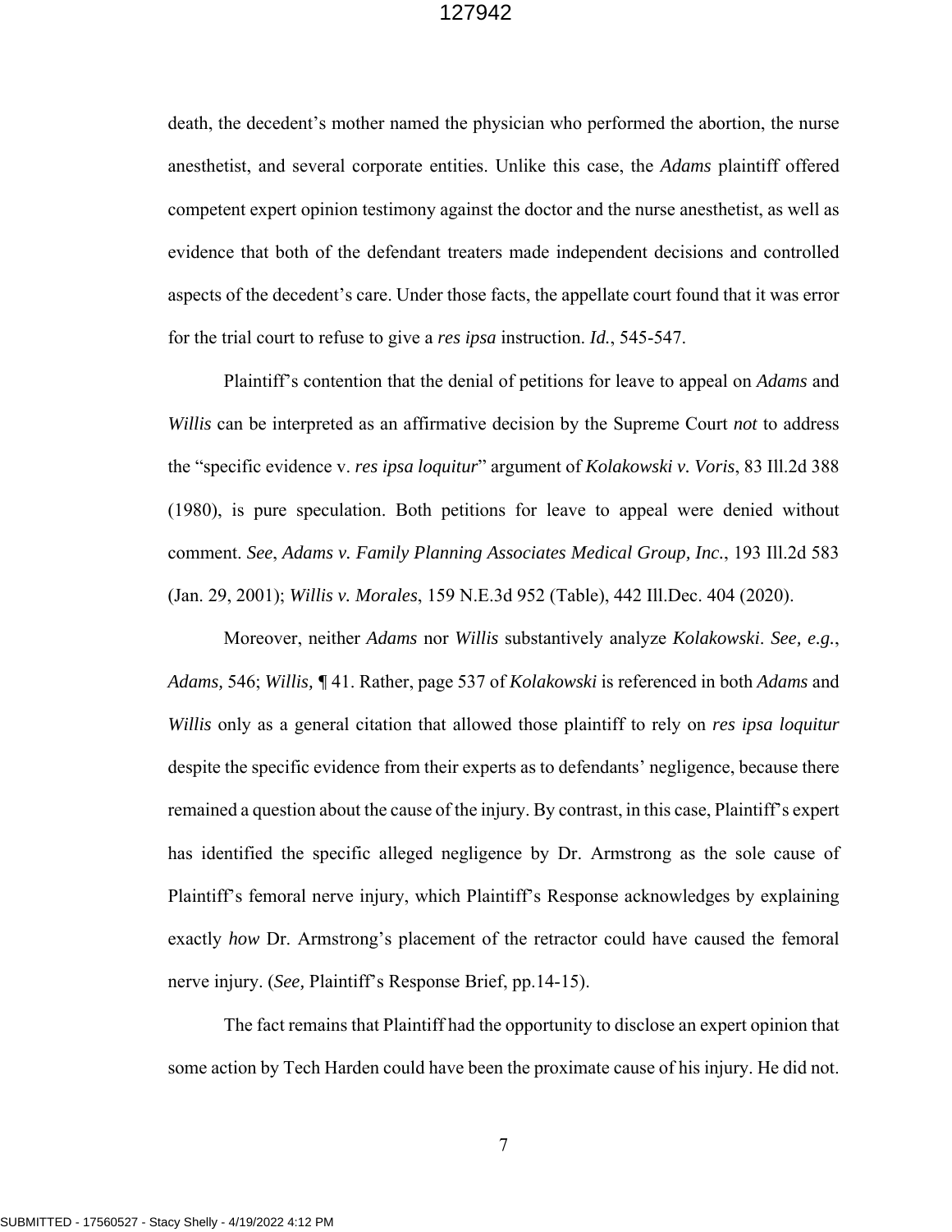death, the decedent's mother named the physician who performed the abortion, the nurse anesthetist, and several corporate entities. Unlike this case, the *Adams* plaintiff offered competent expert opinion testimony against the doctor and the nurse anesthetist, as well as evidence that both of the defendant treaters made independent decisions and controlled aspects of the decedent's care. Under those facts, the appellate court found that it was error for the trial court to refuse to give a *res ipsa* instruction. *Id.*, 545-547.

Plaintiff's contention that the denial of petitions for leave to appeal on *Adams* and *Willis* can be interpreted as an affirmative decision by the Supreme Court *not* to address the "specific evidence v. *res ipsa loquitur*" argument of *Kolakowski v. Voris*, 83 Ill.2d 388 (1980), is pure speculation. Both petitions for leave to appeal were denied without comment. *See*, *Adams v. Family Planning Associates Medical Group, Inc.*, 193 Ill.2d 583 (Jan. 29, 2001); *Willis v. Morales*, 159 N.E.3d 952 (Table), 442 Ill.Dec. 404 (2020).

Moreover, neither *Adams* nor *Willis* substantively analyze *Kolakowski*. *See, e.g.*, *Adams,* 546; *Willis,* ¶ 41. Rather, page 537 of *Kolakowski* is referenced in both *Adams* and *Willis* only as a general citation that allowed those plaintiff to rely on *res ipsa loquitur* despite the specific evidence from their experts as to defendants' negligence, because there remained a question about the cause of the injury. By contrast, in this case, Plaintiff's expert has identified the specific alleged negligence by Dr. Armstrong as the sole cause of Plaintiff's femoral nerve injury, which Plaintiff's Response acknowledges by explaining exactly *how* Dr. Armstrong's placement of the retractor could have caused the femoral nerve injury. (*See,* Plaintiff's Response Brief, pp.14-15).

The fact remains that Plaintiff had the opportunity to disclose an expert opinion that some action by Tech Harden could have been the proximate cause of his injury. He did not.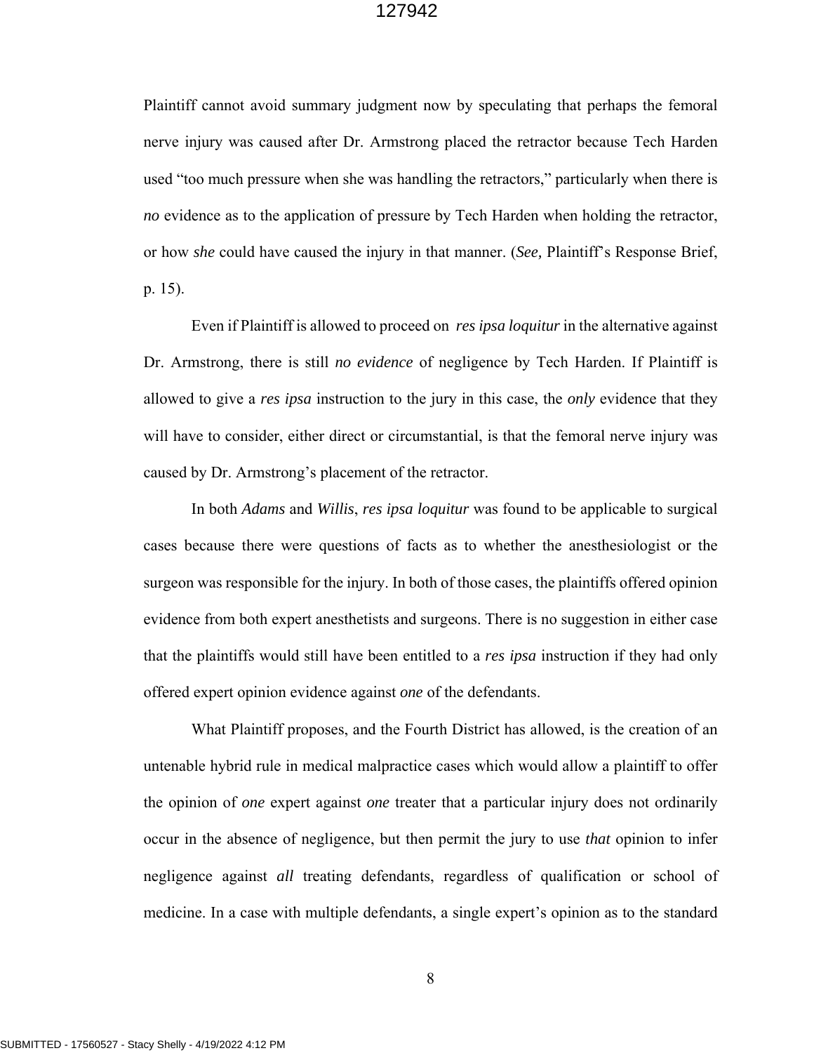Plaintiff cannot avoid summary judgment now by speculating that perhaps the femoral nerve injury was caused after Dr. Armstrong placed the retractor because Tech Harden used "too much pressure when she was handling the retractors," particularly when there is *no* evidence as to the application of pressure by Tech Harden when holding the retractor, or how *she* could have caused the injury in that manner. (*See,* Plaintiff's Response Brief, p. 15).

Even if Plaintiff is allowed to proceed on *res ipsa loquitur* in the alternative against Dr. Armstrong, there is still *no evidence* of negligence by Tech Harden. If Plaintiff is allowed to give a *res ipsa* instruction to the jury in this case, the *only* evidence that they will have to consider, either direct or circumstantial, is that the femoral nerve injury was caused by Dr. Armstrong's placement of the retractor.

In both *Adams* and *Willis*, *res ipsa loquitur* was found to be applicable to surgical cases because there were questions of facts as to whether the anesthesiologist or the surgeon was responsible for the injury. In both of those cases, the plaintiffs offered opinion evidence from both expert anesthetists and surgeons. There is no suggestion in either case that the plaintiffs would still have been entitled to a *res ipsa* instruction if they had only offered expert opinion evidence against *one* of the defendants.

What Plaintiff proposes, and the Fourth District has allowed, is the creation of an untenable hybrid rule in medical malpractice cases which would allow a plaintiff to offer the opinion of *one* expert against *one* treater that a particular injury does not ordinarily occur in the absence of negligence, but then permit the jury to use *that* opinion to infer negligence against *all* treating defendants, regardless of qualification or school of medicine. In a case with multiple defendants, a single expert's opinion as to the standard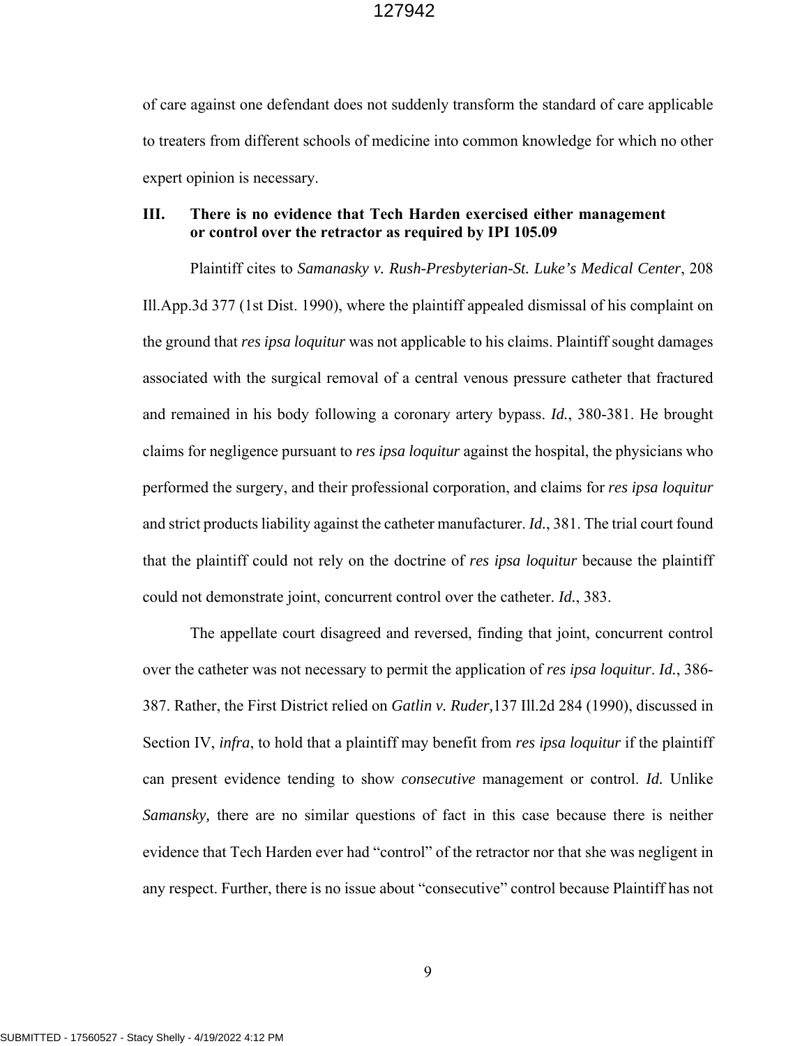of care against one defendant does not suddenly transform the standard of care applicable to treaters from different schools of medicine into common knowledge for which no other expert opinion is necessary.

### III. There is no evidence that Tech Harden exercised either management or control over the retractor as required by IPI 105.09

Plaintiff cites to *Samanasky v. Rush-Presbyterian-St. Luke's Medical Center*, 208 Ill.App.3d 377 (1st Dist. 1990), where the plaintiff appealed dismissal of his complaint on the ground that *res ipsa loquitur* was not applicable to his claims. Plaintiff sought damages associated with the surgical removal of a central venous pressure catheter that fractured and remained in his body following a coronary artery bypass. *Id.*, 380-381. He brought claims for negligence pursuant to *res ipsa loquitur* against the hospital, the physicians who performed the surgery, and their professional corporation, and claims for *res ipsa loquitur* and strict products liability against the catheter manufacturer. *Id.*, 381. The trial court found that the plaintiff could not rely on the doctrine of *res ipsa loquitur* because the plaintiff could not demonstrate joint, concurrent control over the catheter. *Id.*, 383.

The appellate court disagreed and reversed, finding that joint, concurrent control over the catheter was not necessary to permit the application of *res ipsa loquitur*. *Id.*, 386-387. Rather, the First District relied on *Gatlin v. Ruder,*137 Ill.2d 284 (1990), discussed in Section IV, *infra*, to hold that a plaintiff may benefit from *res ipsa loquitur* if the plaintiff can present evidence tending to show *consecutive* management or control. *Id.* Unlike *Samansky,* there are no similar questions of fact in this case because there is neither evidence that Tech Harden ever had "control" of the retractor nor that she was negligent in any respect. Further, there is no issue about "consecutive" control because Plaintiff has not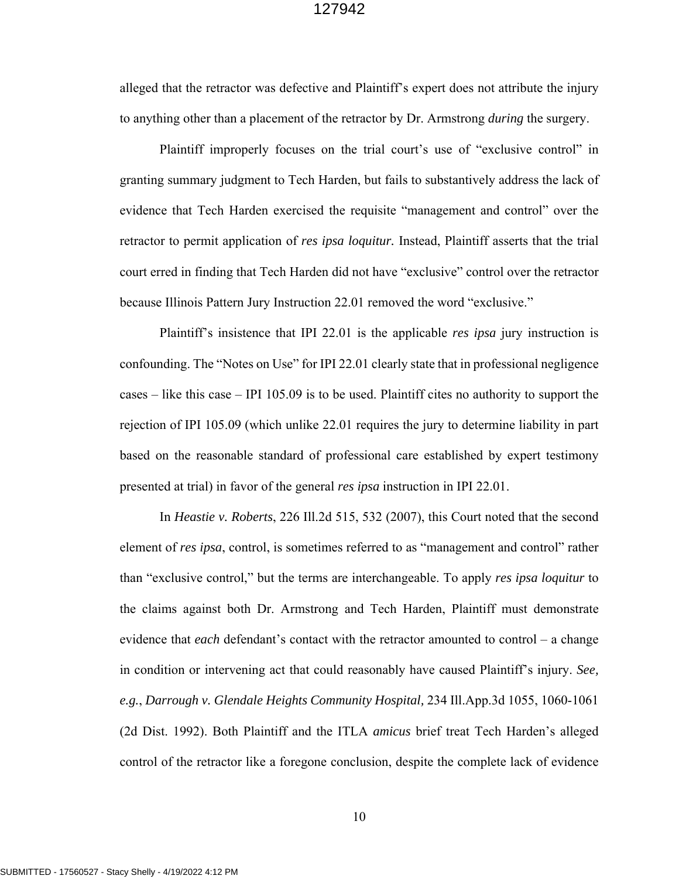alleged that the retractor was defective and Plaintiff's expert does not attribute the injury to anything other than a placement of the retractor by Dr. Armstrong *during* the surgery.

Plaintiff improperly focuses on the trial court's use of "exclusive control" in granting summary judgment to Tech Harden, but fails to substantively address the lack of evidence that Tech Harden exercised the requisite "management and control" over the retractor to permit application of *res ipsa loquitur.* Instead, Plaintiff asserts that the trial court erred in finding that Tech Harden did not have "exclusive" control over the retractor because Illinois Pattern Jury Instruction 22.01 removed the word "exclusive."

Plaintiff's insistence that IPI 22.01 is the applicable *res ipsa* jury instruction is confounding. The "Notes on Use" for IPI 22.01 clearly state that in professional negligence cases – like this case – IPI 105.09 is to be used. Plaintiff cites no authority to support the rejection of IPI 105.09 (which unlike 22.01 requires the jury to determine liability in part based on the reasonable standard of professional care established by expert testimony presented at trial) in favor of the general *res ipsa* instruction in IPI 22.01.

In *Heastie v. Roberts*, 226 Ill.2d 515, 532 (2007), this Court noted that the second element of *res ipsa*, control, is sometimes referred to as "management and control" rather than "exclusive control," but the terms are interchangeable. To apply *res ipsa loquitur* to the claims against both Dr. Armstrong and Tech Harden, Plaintiff must demonstrate evidence that *each* defendant's contact with the retractor amounted to control – a change in condition or intervening act that could reasonably have caused Plaintiff's injury. *See, e.g.*, *Darrough v. Glendale Heights Community Hospital,* 234 Ill.App.3d 1055, 1060-1061 (2d Dist. 1992). Both Plaintiff and the ITLA *amicus* brief treat Tech Harden's alleged control of the retractor like a foregone conclusion, despite the complete lack of evidence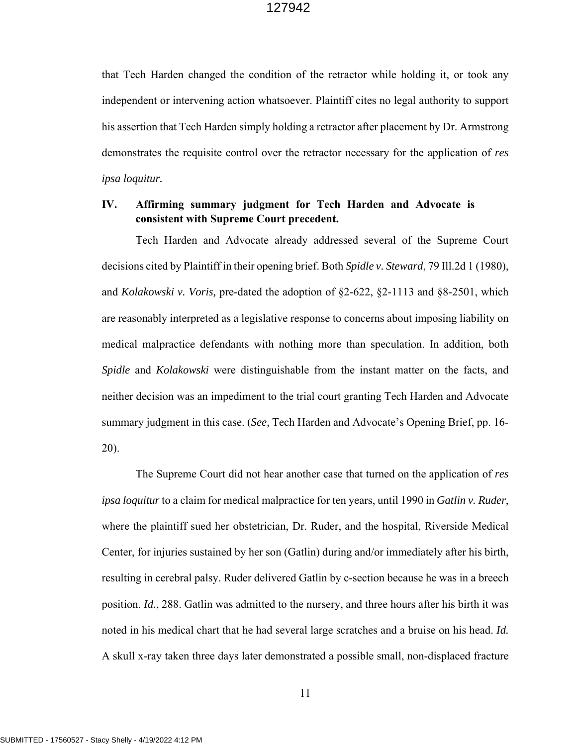that Tech Harden changed the condition of the retractor while holding it, or took any independent or intervening action whatsoever. Plaintiff cites no legal authority to support his assertion that Tech Harden simply holding a retractor after placement by Dr. Armstrong demonstrates the requisite control over the retractor necessary for the application of *res ipsa loquitur.*

## IV. Affirming summary judgment for Tech Harden and Advocate is consistent with Supreme Court precedent.

Tech Harden and Advocate already addressed several of the Supreme Court decisions cited by Plaintiff in their opening brief. Both *Spidle v. Steward*, 79 Ill.2d 1 (1980), and *Kolakowski v. Voris,* pre-dated the adoption of §2-622, §2-1113 and §8-2501, which are reasonably interpreted as a legislative response to concerns about imposing liability on medical malpractice defendants with nothing more than speculation. In addition, both *Spidle* and *Kolakowski* were distinguishable from the instant matter on the facts, and neither decision was an impediment to the trial court granting Tech Harden and Advocate summary judgment in this case. (*See,* Tech Harden and Advocate's Opening Brief, pp. 16-20).

The Supreme Court did not hear another case that turned on the application of *res ipsa loquitur* to a claim for medical malpractice for ten years, until 1990 in *Gatlin v. Ruder*, where the plaintiff sued her obstetrician, Dr. Ruder, and the hospital, Riverside Medical Center, for injuries sustained by her son (Gatlin) during and/or immediately after his birth, resulting in cerebral palsy. Ruder delivered Gatlin by c-section because he was in a breech position. *Id.*, 288. Gatlin was admitted to the nursery, and three hours after his birth it was noted in his medical chart that he had several large scratches and a bruise on his head. *Id.* A skull x-ray taken three days later demonstrated a possible small, non-displaced fracture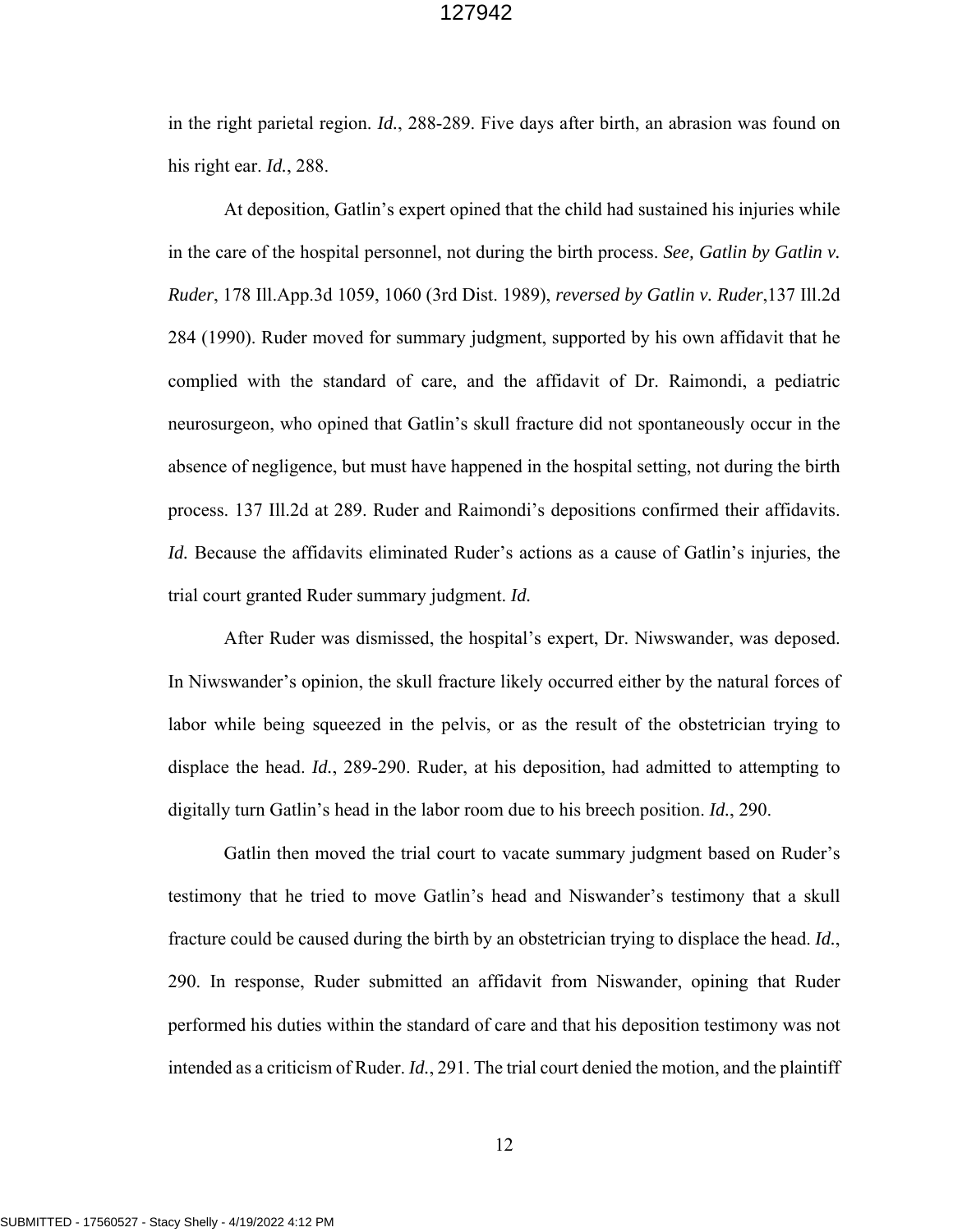in the right parietal region. *Id.*, 288-289. Five days after birth, an abrasion was found on his right ear. *Id.*, 288.

At deposition, Gatlin's expert opined that the child had sustained his injuries while in the care of the hospital personnel, not during the birth process. *See, Gatlin by Gatlin v. Ruder*, 178 Ill.App.3d 1059, 1060 (3rd Dist. 1989), *reversed by Gatlin v. Ruder*,137 Ill.2d 284 (1990). Ruder moved for summary judgment, supported by his own affidavit that he complied with the standard of care, and the affidavit of Dr. Raimondi, a pediatric neurosurgeon, who opined that Gatlin's skull fracture did not spontaneously occur in the absence of negligence, but must have happened in the hospital setting, not during the birth process. 137 Ill.2d at 289. Ruder and Raimondi's depositions confirmed their affidavits. *Id.* Because the affidavits eliminated Ruder's actions as a cause of Gatlin's injuries, the trial court granted Ruder summary judgment. *Id.*

After Ruder was dismissed, the hospital's expert, Dr. Niwswander, was deposed. In Niwswander's opinion, the skull fracture likely occurred either by the natural forces of labor while being squeezed in the pelvis, or as the result of the obstetrician trying to displace the head. *Id.*, 289-290. Ruder, at his deposition, had admitted to attempting to digitally turn Gatlin's head in the labor room due to his breech position. *Id.*, 290.

Gatlin then moved the trial court to vacate summary judgment based on Ruder's testimony that he tried to move Gatlin's head and Niswander's testimony that a skull fracture could be caused during the birth by an obstetrician trying to displace the head. *Id.*, 290. In response, Ruder submitted an affidavit from Niswander, opining that Ruder performed his duties within the standard of care and that his deposition testimony was not intended as a criticism of Ruder. *Id.*, 291. The trial court denied the motion, and the plaintiff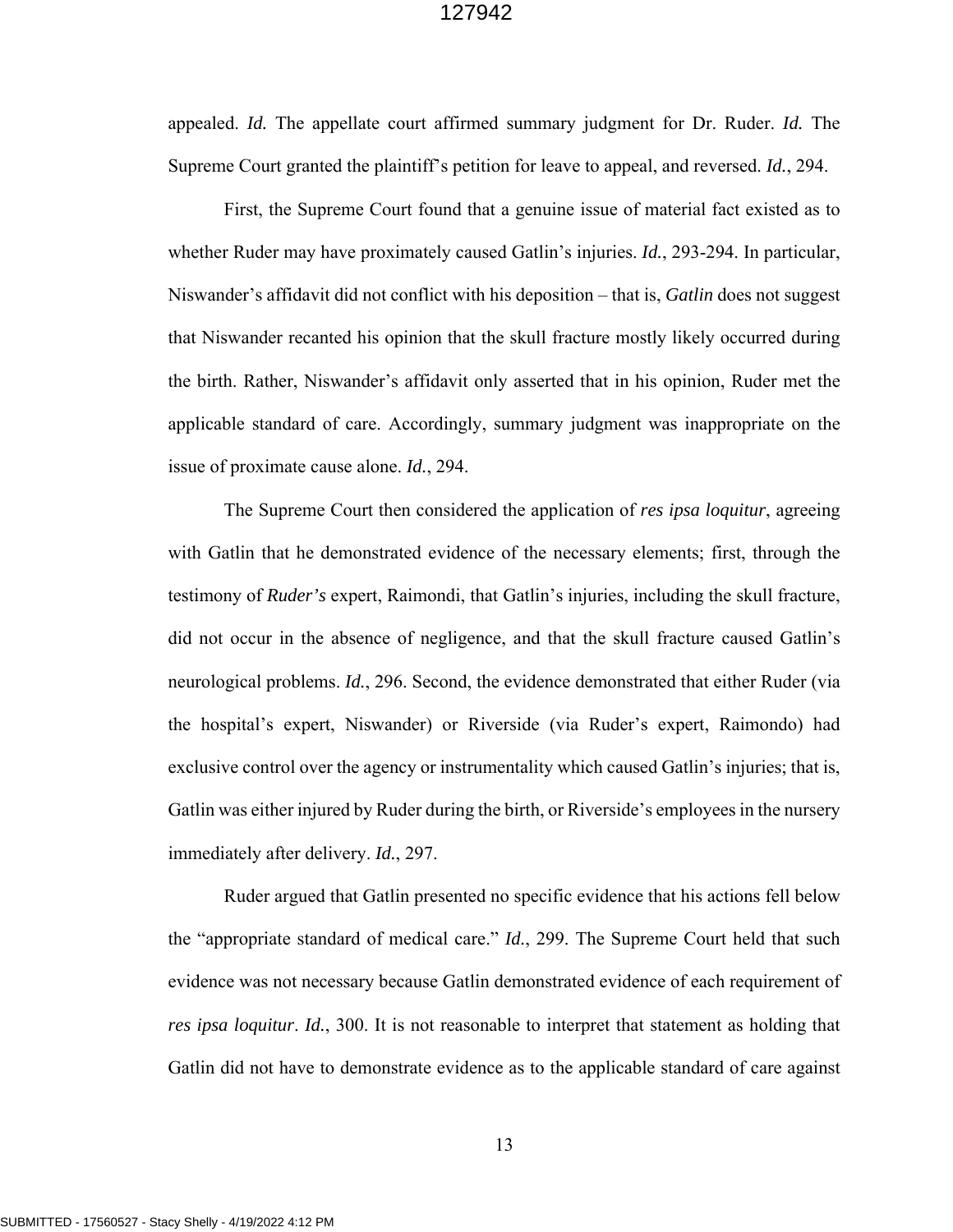appealed. *Id.* The appellate court affirmed summary judgment for Dr. Ruder. *Id.* The Supreme Court granted the plaintiff's petition for leave to appeal, and reversed. *Id.*, 294.

First, the Supreme Court found that a genuine issue of material fact existed as to whether Ruder may have proximately caused Gatlin's injuries. *Id.*, 293-294. In particular, Niswander's affidavit did not conflict with his deposition – that is, *Gatlin* does not suggest that Niswander recanted his opinion that the skull fracture mostly likely occurred during the birth. Rather, Niswander's affidavit only asserted that in his opinion, Ruder met the applicable standard of care. Accordingly, summary judgment was inappropriate on the issue of proximate cause alone. *Id.*, 294.

The Supreme Court then considered the application of *res ipsa loquitur*, agreeing with Gatlin that he demonstrated evidence of the necessary elements; first, through the testimony of ***Ruder's*** expert, Raimondi, that Gatlin's injuries, including the skull fracture, did not occur in the absence of negligence, and that the skull fracture caused Gatlin's neurological problems. *Id.*, 296. Second, the evidence demonstrated that either Ruder (via the hospital's expert, Niswander) or Riverside (via Ruder's expert, Raimondo) had exclusive control over the agency or instrumentality which caused Gatlin's injuries; that is, Gatlin was either injured by Ruder during the birth, or Riverside's employees in the nursery immediately after delivery. *Id.*, 297.

Ruder argued that Gatlin presented no specific evidence that his actions fell below the "appropriate standard of medical care." *Id.*, 299. The Supreme Court held that such evidence was not necessary because Gatlin demonstrated evidence of each requirement of *res ipsa loquitur*. *Id.*, 300. It is not reasonable to interpret that statement as holding that Gatlin did not have to demonstrate evidence as to the applicable standard of care against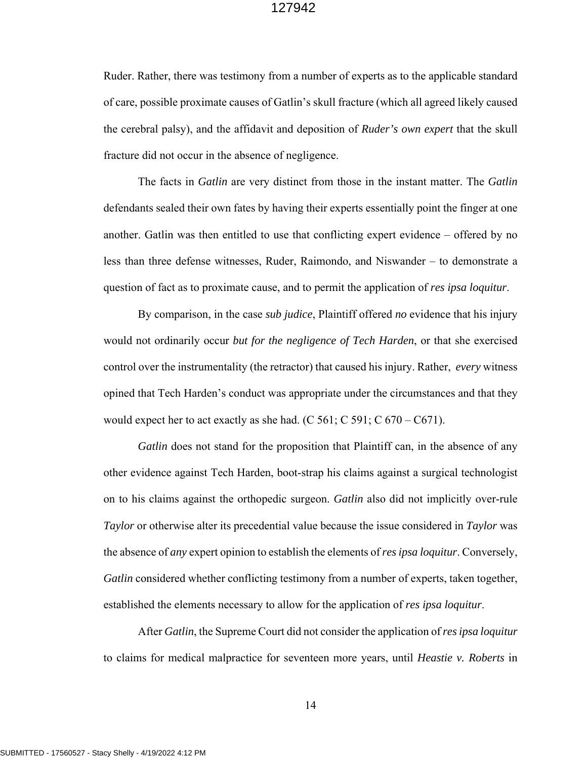Ruder. Rather, there was testimony from a number of experts as to the applicable standard of care, possible proximate causes of Gatlin's skull fracture (which all agreed likely caused the cerebral palsy), and the affidavit and deposition of *Ruder's own expert* that the skull fracture did not occur in the absence of negligence.

The facts in *Gatlin* are very distinct from those in the instant matter. The *Gatlin* defendants sealed their own fates by having their experts essentially point the finger at one another. Gatlin was then entitled to use that conflicting expert evidence – offered by no less than three defense witnesses, Ruder, Raimondo, and Niswander – to demonstrate a question of fact as to proximate cause, and to permit the application of *res ipsa loquitur*.

By comparison, in the case *sub judice*, Plaintiff offered *no* evidence that his injury would not ordinarily occur *but for the negligence of Tech Harden*, or that she exercised control over the instrumentality (the retractor) that caused his injury. Rather, *every* witness opined that Tech Harden's conduct was appropriate under the circumstances and that they would expect her to act exactly as she had. (C 561; C 591; C 670 – C671).

*Gatlin* does not stand for the proposition that Plaintiff can, in the absence of any other evidence against Tech Harden, boot-strap his claims against a surgical technologist on to his claims against the orthopedic surgeon. *Gatlin* also did not implicitly over-rule *Taylor* or otherwise alter its precedential value because the issue considered in *Taylor* was the absence of *any* expert opinion to establish the elements of *res ipsa loquitur*. Conversely, *Gatlin* considered whether conflicting testimony from a number of experts, taken together, established the elements necessary to allow for the application of *res ipsa loquitur*.

After *Gatlin*, the Supreme Court did not consider the application of *res ipsa loquitur* to claims for medical malpractice for seventeen more years, until ***Heastie v. Roberts*** in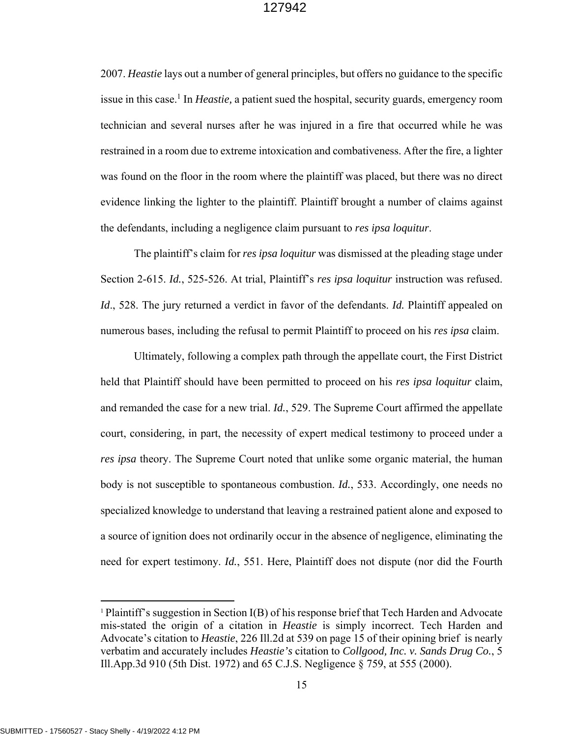2007. *Heastie* lays out a number of general principles, but offers no guidance to the specific issue in this case.[1] In *Heastie,* a patient sued the hospital, security guards, emergency room technician and several nurses after he was injured in a fire that occurred while he was restrained in a room due to extreme intoxication and combativeness. After the fire, a lighter was found on the floor in the room where the plaintiff was placed, but there was no direct evidence linking the lighter to the plaintiff. Plaintiff brought a number of claims against the defendants, including a negligence claim pursuant to *res ipsa loquitur*.

The plaintiff's claim for *res ipsa loquitur* was dismissed at the pleading stage under Section 2-615. *Id.*, 525-526. At trial, Plaintiff's *res ipsa loquitur* instruction was refused. *Id*., 528. The jury returned a verdict in favor of the defendants. *Id.* Plaintiff appealed on numerous bases, including the refusal to permit Plaintiff to proceed on his *res ipsa* claim.

Ultimately, following a complex path through the appellate court, the First District held that Plaintiff should have been permitted to proceed on his *res ipsa loquitur* claim, and remanded the case for a new trial. *Id.*, 529. The Supreme Court affirmed the appellate court, considering, in part, the necessity of expert medical testimony to proceed under a *res ipsa* theory. The Supreme Court noted that unlike some organic material, the human body is not susceptible to spontaneous combustion. *Id.*, 533. Accordingly, one needs no specialized knowledge to understand that leaving a restrained patient alone and exposed to a source of ignition does not ordinarily occur in the absence of negligence, eliminating the need for expert testimony. *Id.*, 551. Here, Plaintiff does not dispute (nor did the Fourth

---

[1] Plaintiff's suggestion in Section I(B) of his response brief that Tech Harden and Advocate mis-stated the origin of a citation in *Heastie* is simply incorrect. Tech Harden and Advocate's citation to *Heastie*, 226 Ill.2d at 539 on page 15 of their opining brief is nearly verbatim and accurately includes *Heastie's* citation to *Collgood, Inc. v. Sands Drug Co.*, 5 Ill.App.3d 910 (5th Dist. 1972) and 65 C.J.S. Negligence § 759, at 555 (2000).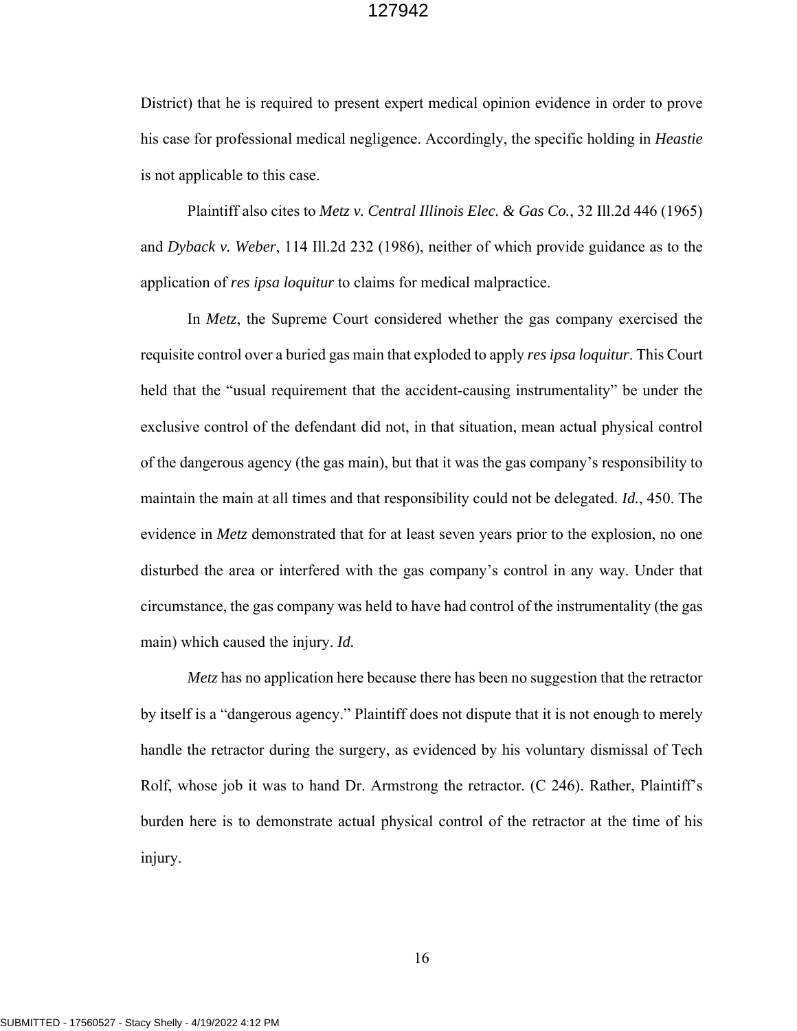District) that he is required to present expert medical opinion evidence in order to prove his case for professional medical negligence. Accordingly, the specific holding in *Heastie* is not applicable to this case.

Plaintiff also cites to *Metz v. Central Illinois Elec. & Gas Co.*, 32 Ill.2d 446 (1965) and *Dyback v. Weber*, 114 Ill.2d 232 (1986), neither of which provide guidance as to the application of *res ipsa loquitur* to claims for medical malpractice.

In *Metz*, the Supreme Court considered whether the gas company exercised the requisite control over a buried gas main that exploded to apply *res ipsa loquitur*. This Court held that the "usual requirement that the accident-causing instrumentality" be under the exclusive control of the defendant did not, in that situation, mean actual physical control of the dangerous agency (the gas main), but that it was the gas company's responsibility to maintain the main at all times and that responsibility could not be delegated. *Id.*, 450. The evidence in *Metz* demonstrated that for at least seven years prior to the explosion, no one disturbed the area or interfered with the gas company's control in any way. Under that circumstance, the gas company was held to have had control of the instrumentality (the gas main) which caused the injury. *Id.*

*Metz* has no application here because there has been no suggestion that the retractor by itself is a "dangerous agency." Plaintiff does not dispute that it is not enough to merely handle the retractor during the surgery, as evidenced by his voluntary dismissal of Tech Rolf, whose job it was to hand Dr. Armstrong the retractor. (C 246). Rather, Plaintiff's burden here is to demonstrate actual physical control of the retractor at the time of his injury.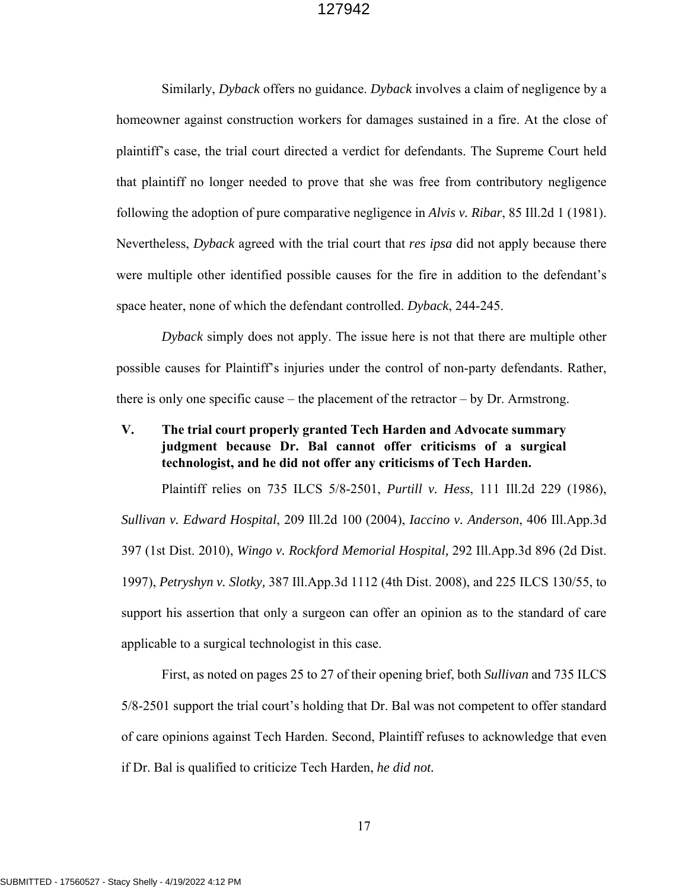Similarly, *Dyback* offers no guidance. *Dyback* involves a claim of negligence by a homeowner against construction workers for damages sustained in a fire. At the close of plaintiff's case, the trial court directed a verdict for defendants. The Supreme Court held that plaintiff no longer needed to prove that she was free from contributory negligence following the adoption of pure comparative negligence in ***Alvis v. Ribar***, 85 Ill.2d 1 (1981). Nevertheless, *Dyback* agreed with the trial court that *res ipsa* did not apply because there were multiple other identified possible causes for the fire in addition to the defendant's space heater, none of which the defendant controlled. *Dyback*, 244-245.

*Dyback* simply does not apply. The issue here is not that there are multiple other possible causes for Plaintiff's injuries under the control of non-party defendants. Rather, there is only one specific cause – the placement of the retractor – by Dr. Armstrong.

## V. The trial court properly granted Tech Harden and Advocate summary judgment because Dr. Bal cannot offer criticisms of a surgical technologist, and he did not offer any criticisms of Tech Harden.

Plaintiff relies on 735 ILCS 5/8-2501, *Purtill v. Hess*, 111 Ill.2d 229 (1986), *Sullivan v. Edward Hospital*, 209 Ill.2d 100 (2004), *Iaccino v. Anderson*, 406 Ill.App.3d 397 (1st Dist. 2010), *Wingo v. Rockford Memorial Hospital,* 292 Ill.App.3d 896 (2d Dist. 1997), *Petryshyn v. Slotky,* 387 Ill.App.3d 1112 (4th Dist. 2008), and 225 ILCS 130/55, to support his assertion that only a surgeon can offer an opinion as to the standard of care applicable to a surgical technologist in this case.

First, as noted on pages 25 to 27 of their opening brief, both ***Sullivan*** and 735 ILCS 5/8-2501 support the trial court's holding that Dr. Bal was not competent to offer standard of care opinions against Tech Harden. Second, Plaintiff refuses to acknowledge that even if Dr. Bal is qualified to criticize Tech Harden, *he did not.*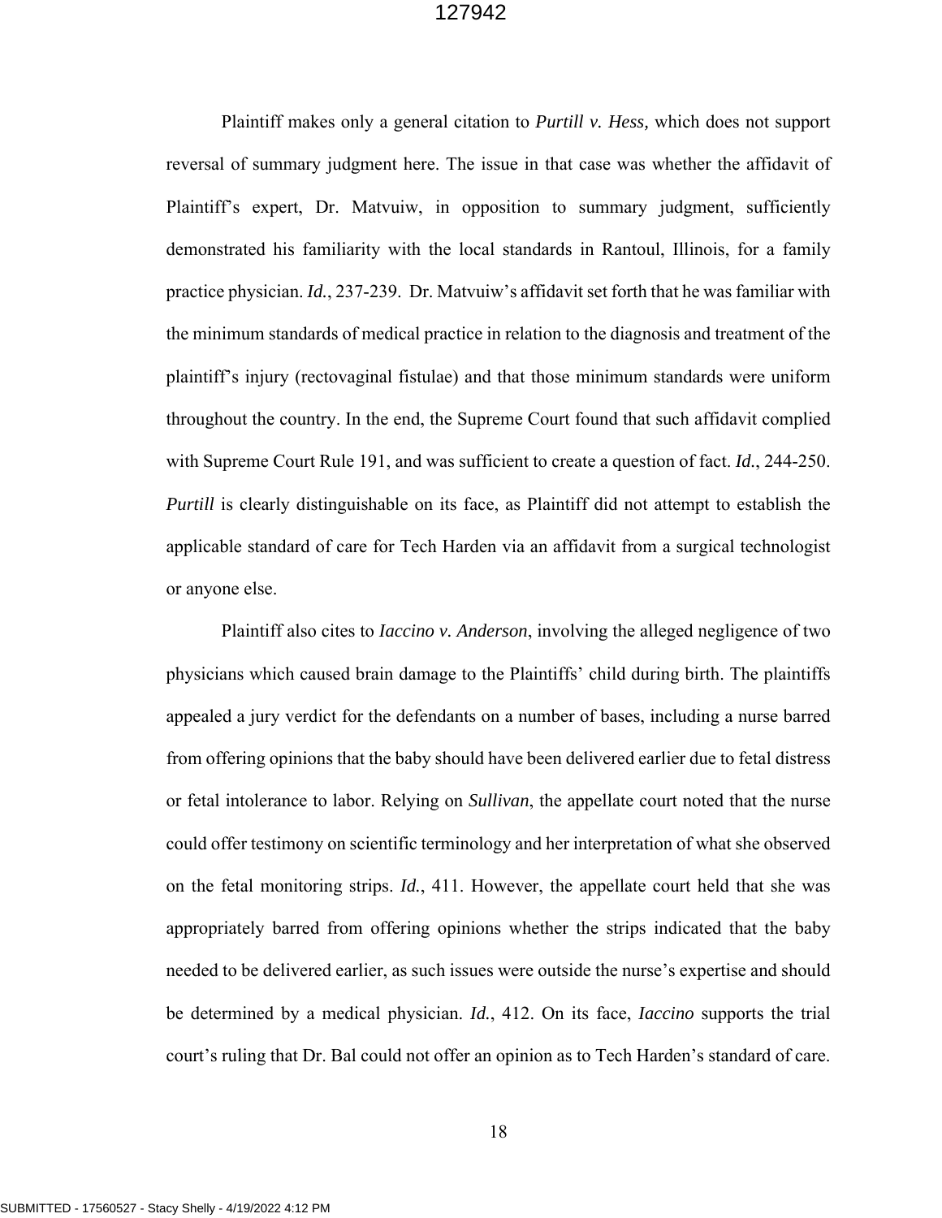Plaintiff makes only a general citation to *Purtill v. Hess,* which does not support reversal of summary judgment here. The issue in that case was whether the affidavit of Plaintiff's expert, Dr. Matvuiw, in opposition to summary judgment, sufficiently demonstrated his familiarity with the local standards in Rantoul, Illinois, for a family practice physician. *Id.*, 237-239. Dr. Matvuiw's affidavit set forth that he was familiar with the minimum standards of medical practice in relation to the diagnosis and treatment of the plaintiff's injury (rectovaginal fistulae) and that those minimum standards were uniform throughout the country. In the end, the Supreme Court found that such affidavit complied with Supreme Court Rule 191, and was sufficient to create a question of fact. *Id.*, 244-250. *Purtill* is clearly distinguishable on its face, as Plaintiff did not attempt to establish the applicable standard of care for Tech Harden via an affidavit from a surgical technologist or anyone else.

Plaintiff also cites to *Iaccino v. Anderson*, involving the alleged negligence of two physicians which caused brain damage to the Plaintiffs' child during birth. The plaintiffs appealed a jury verdict for the defendants on a number of bases, including a nurse barred from offering opinions that the baby should have been delivered earlier due to fetal distress or fetal intolerance to labor. Relying on *Sullivan*, the appellate court noted that the nurse could offer testimony on scientific terminology and her interpretation of what she observed on the fetal monitoring strips. *Id.*, 411. However, the appellate court held that she was appropriately barred from offering opinions whether the strips indicated that the baby needed to be delivered earlier, as such issues were outside the nurse's expertise and should be determined by a medical physician. *Id.*, 412. On its face, *Iaccino* supports the trial court's ruling that Dr. Bal could not offer an opinion as to Tech Harden's standard of care.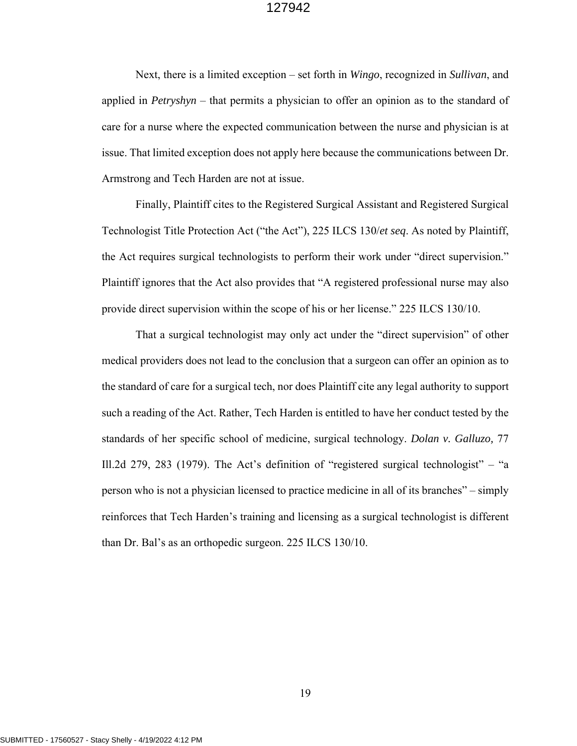Next, there is a limited exception – set forth in *Wingo*, recognized in *Sullivan*, and applied in *Petryshyn* – that permits a physician to offer an opinion as to the standard of care for a nurse where the expected communication between the nurse and physician is at issue. That limited exception does not apply here because the communications between Dr. Armstrong and Tech Harden are not at issue.

Finally, Plaintiff cites to the Registered Surgical Assistant and Registered Surgical Technologist Title Protection Act ("the Act"), 225 ILCS 130/*et seq*. As noted by Plaintiff, the Act requires surgical technologists to perform their work under "direct supervision." Plaintiff ignores that the Act also provides that "A registered professional nurse may also provide direct supervision within the scope of his or her license." 225 ILCS 130/10.

That a surgical technologist may only act under the "direct supervision" of other medical providers does not lead to the conclusion that a surgeon can offer an opinion as to the standard of care for a surgical tech, nor does Plaintiff cite any legal authority to support such a reading of the Act. Rather, Tech Harden is entitled to have her conduct tested by the standards of her specific school of medicine, surgical technology. *Dolan v. Galluzo,* 77 Ill.2d 279, 283 (1979). The Act's definition of "registered surgical technologist" – "a person who is not a physician licensed to practice medicine in all of its branches" – simply reinforces that Tech Harden's training and licensing as a surgical technologist is different than Dr. Bal's as an orthopedic surgeon. 225 ILCS 130/10.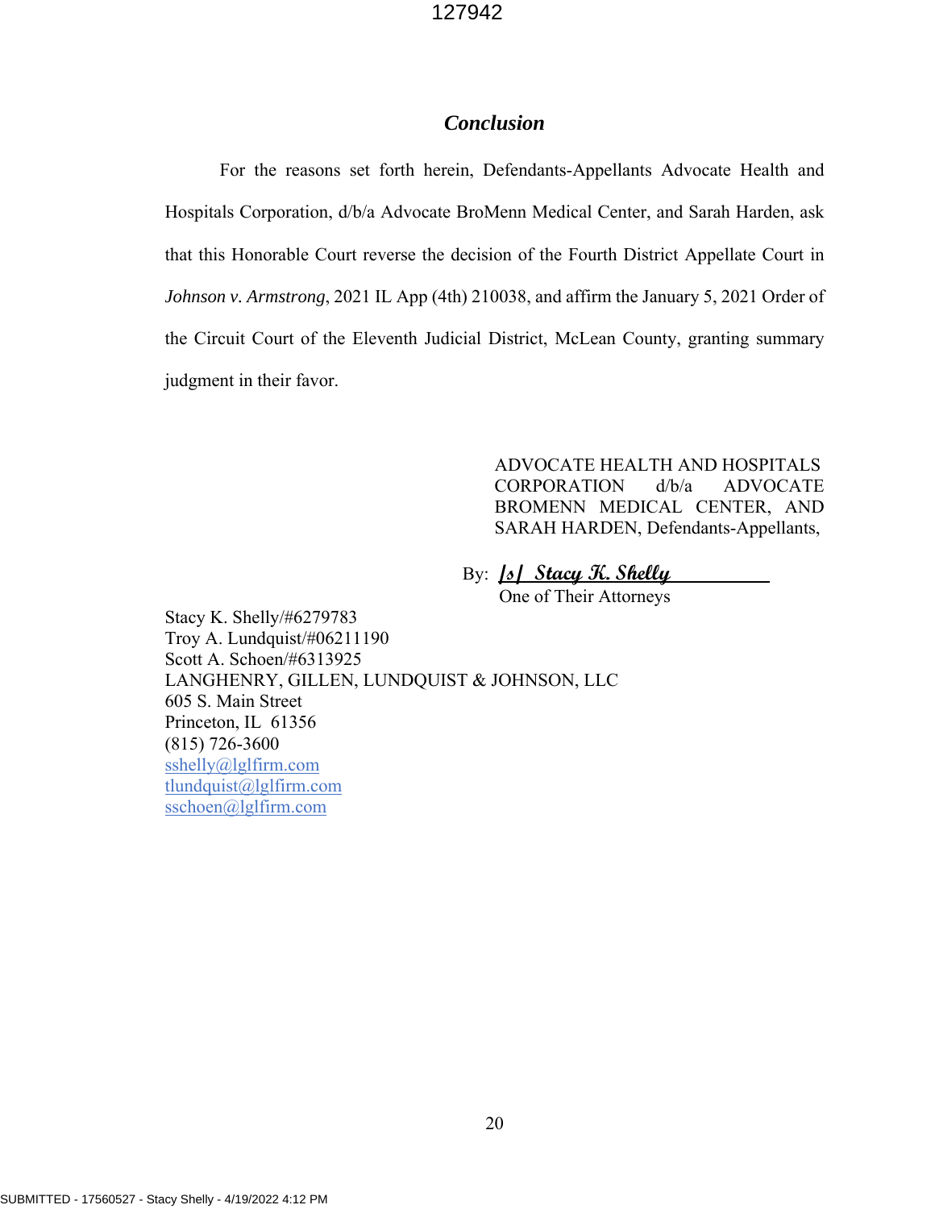## *Conclusion*

For the reasons set forth herein, Defendants-Appellants Advocate Health and Hospitals Corporation, d/b/a Advocate BroMenn Medical Center, and Sarah Harden, ask that this Honorable Court reverse the decision of the Fourth District Appellate Court in *Johnson v. Armstrong*, 2021 IL App (4th) 210038, and affirm the January 5, 2021 Order of the Circuit Court of the Eleventh Judicial District, McLean County, granting summary judgment in their favor.

ADVOCATE HEALTH AND HOSPITALS CORPORATION d/b/a ADVOCATE BROMENN MEDICAL CENTER, AND SARAH HARDEN, Defendants-Appellants,

By: /s/ Stacy K. Shelly
One of Their Attorneys

Stacy K. Shelly/#6279783
Troy A. Lundquist/#06211190
Scott A. Schoen/#6313925
LANGHENRY, GILLEN, LUNDQUIST & JOHNSON, LLC
605 S. Main Street
Princeton, IL 61356
(815) 726-3600
sshelly@lglfirm.com
tlundquist@lglfirm.com
sschoen@lglfirm.com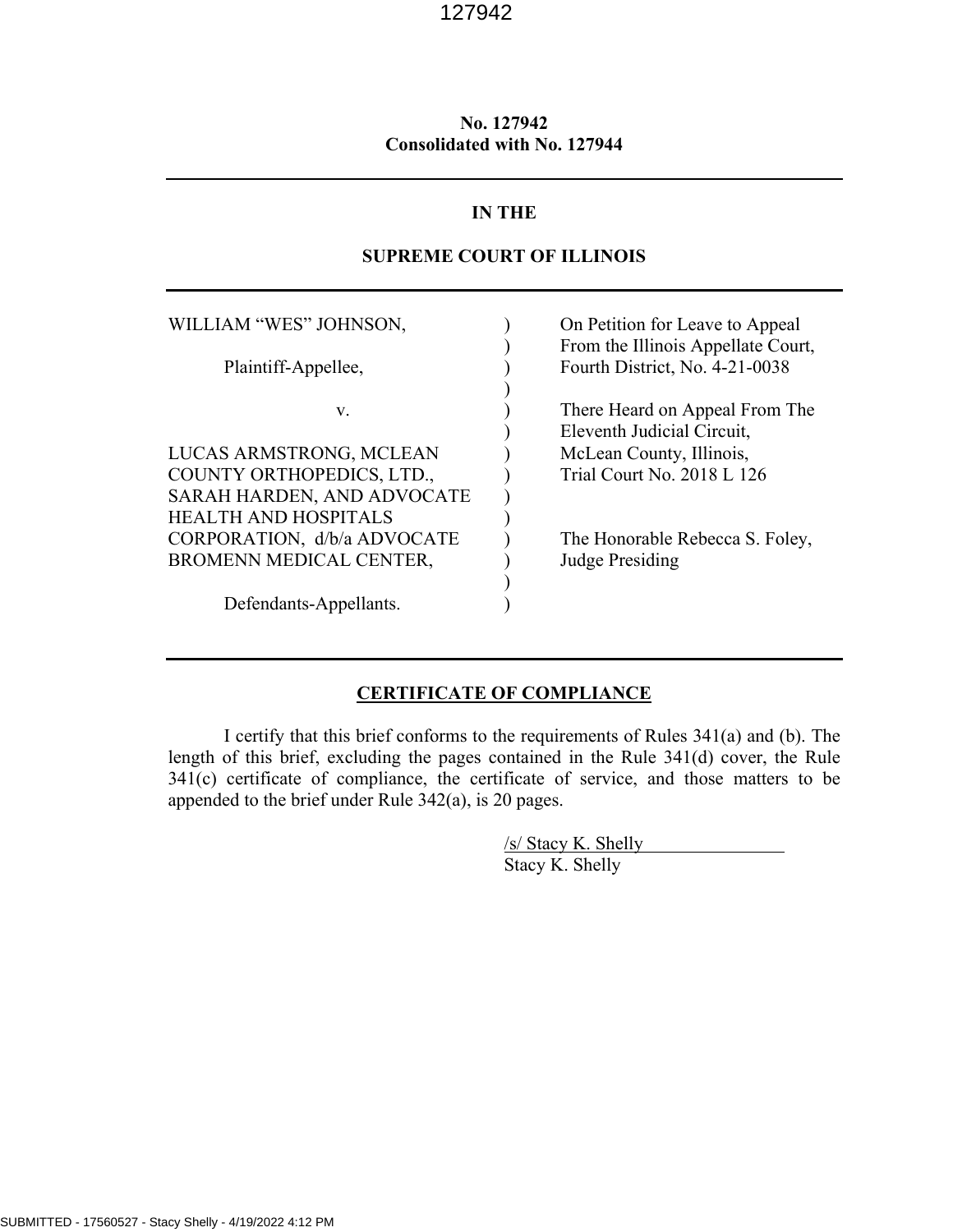**No. 127942**
**Consolidated with No. 127944**

---

**IN THE**

**SUPREME COURT OF ILLINOIS**

---

| | | |
|---|---|---|
| WILLIAM "WES" JOHNSON, | ) | On Petition for Leave to Appeal |
| | ) | From the Illinois Appellate Court, |
| Plaintiff-Appellee, | ) | Fourth District, No. 4-21-0038 |
| | ) | |
| v. | ) | There Heard on Appeal From The |
| | ) | Eleventh Judicial Circuit, |
| LUCAS ARMSTRONG, MCLEAN | ) | McLean County, Illinois, |
| COUNTY ORTHOPEDICS, LTD., | ) | Trial Court No. 2018 L 126 |
| SARAH HARDEN, AND ADVOCATE | ) | |
| HEALTH AND HOSPITALS | ) | |
| CORPORATION, d/b/a ADVOCATE | ) | The Honorable Rebecca S. Foley, |
| BROMENN MEDICAL CENTER, | ) | Judge Presiding |
| | ) | |
| Defendants-Appellants. | ) | |

---

**CERTIFICATE OF COMPLIANCE**

I certify that this brief conforms to the requirements of Rules 341(a) and (b). The length of this brief, excluding the pages contained in the Rule 341(d) cover, the Rule 341(c) certificate of compliance, the certificate of service, and those matters to be appended to the brief under Rule 342(a), is 20 pages.

/s/ Stacy K. Shelly
Stacy K. Shelly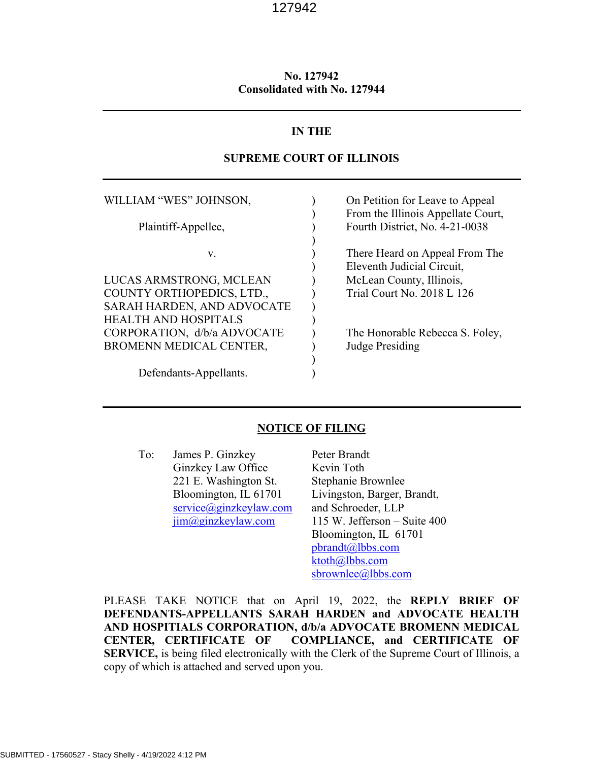No. 127942
Consolidated with No. 127944

IN THE

SUPREME COURT OF ILLINOIS

| | | |
|---|---|---|
| WILLIAM "WES" JOHNSON, | ) | On Petition for Leave to Appeal |
| | ) | From the Illinois Appellate Court, |
| Plaintiff-Appellee, | ) | Fourth District, No. 4-21-0038 |
| | ) | |
| v. | ) | There Heard on Appeal From The |
| | ) | Eleventh Judicial Circuit, |
| LUCAS ARMSTRONG, MCLEAN COUNTY ORTHOPEDICS, LTD., SARAH HARDEN, AND ADVOCATE HEALTH AND HOSPITALS CORPORATION, d/b/a ADVOCATE BROMENN MEDICAL CENTER, | ) | McLean County, Illinois, Trial Court No. 2018 L 126 |
| | ) | The Honorable Rebecca S. Foley, Judge Presiding |
| Defendants-Appellants. | ) | |

**NOTICE OF FILING**

To: James P. Ginzkey
Ginzkey Law Office
221 E. Washington St.
Bloomington, IL 61701
service@ginzkeylaw.com
jim@ginzkeylaw.com

Peter Brandt
Kevin Toth
Stephanie Brownlee
Livingston, Barger, Brandt, and Schroeder, LLP
115 W. Jefferson – Suite 400
Bloomington, IL 61701
pbrandt@lbbs.com
ktoth@lbbs.com
sbrownlee@lbbs.com

PLEASE TAKE NOTICE that on April 19, 2022, the **REPLY BRIEF OF DEFENDANTS-APPELLANTS SARAH HARDEN and ADVOCATE HEALTH AND HOSPITIALS CORPORATION, d/b/a ADVOCATE BROMENN MEDICAL CENTER, CERTIFICATE OF COMPLIANCE, and CERTIFICATE OF SERVICE,** is being filed electronically with the Clerk of the Supreme Court of Illinois, a copy of which is attached and served upon you.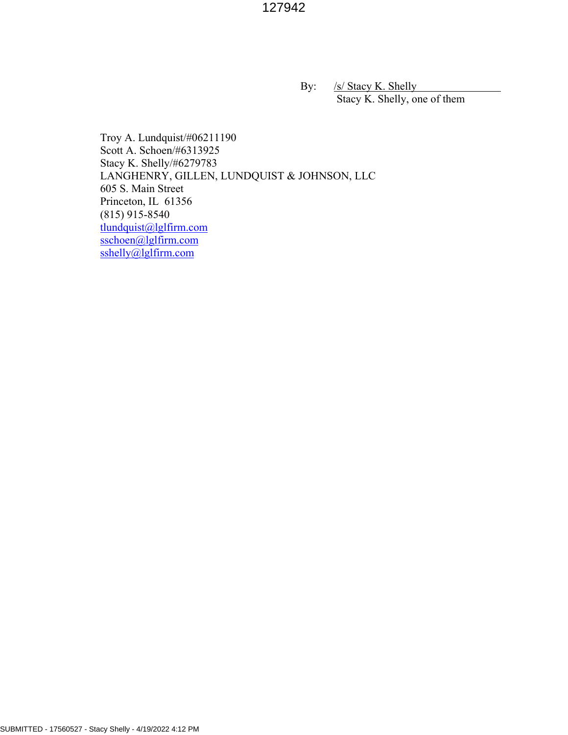By: /s/ Stacy K. Shelly
Stacy K. Shelly, one of them

Troy A. Lundquist/#06211190
Scott A. Schoen/#6313925
Stacy K. Shelly/#6279783
LANGHENRY, GILLEN, LUNDQUIST & JOHNSON, LLC
605 S. Main Street
Princeton, IL 61356
(815) 915-8540
tlundquist@lglfirm.com
sschoen@lglfirm.com
sshelly@lglfirm.com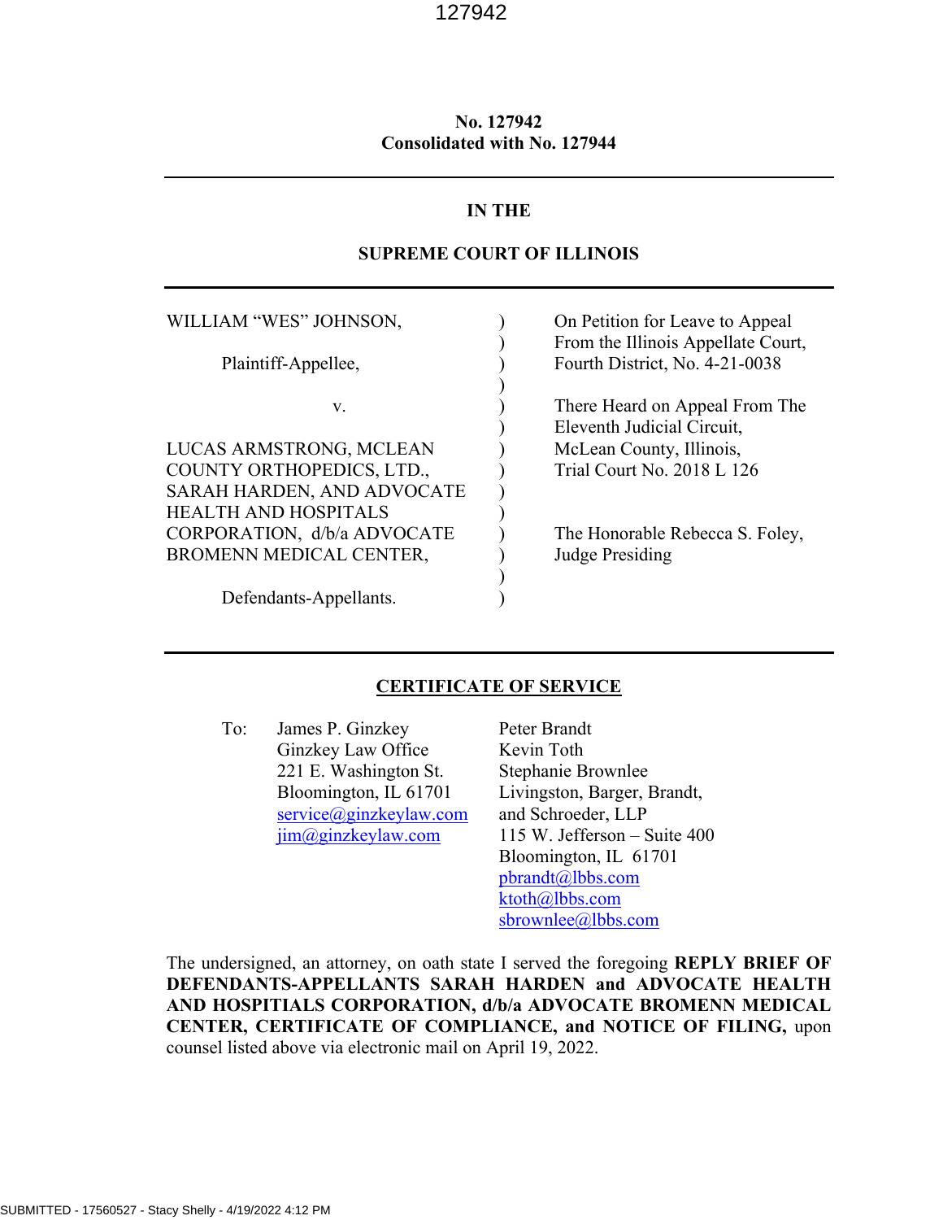**No. 127942**
**Consolidated with No. 127944**

---

**IN THE**

**SUPREME COURT OF ILLINOIS**

---

| | | |
|---|---|---|
| WILLIAM "WES" JOHNSON, | ) | On Petition for Leave to Appeal |
| | ) | From the Illinois Appellate Court, |
| Plaintiff-Appellee, | ) | Fourth District, No. 4-21-0038 |
| | ) | |
| v. | ) | There Heard on Appeal From The |
| | ) | Eleventh Judicial Circuit, |
| LUCAS ARMSTRONG, MCLEAN COUNTY ORTHOPEDICS, LTD., SARAH HARDEN, AND ADVOCATE HEALTH AND HOSPITALS CORPORATION, d/b/a ADVOCATE BROMENN MEDICAL CENTER, | ) | McLean County, Illinois, Trial Court No. 2018 L 126 |
| | ) | The Honorable Rebecca S. Foley, Judge Presiding |
| | ) | |
| Defendants-Appellants. | ) | |

---

**CERTIFICATE OF SERVICE**

To:

James P. Ginzkey
Ginzkey Law Office
221 E. Washington St.
Bloomington, IL 61701
service@ginzkeylaw.com
jim@ginzkeylaw.com

Peter Brandt
Kevin Toth
Stephanie Brownlee
Livingston, Barger, Brandt, and Schroeder, LLP
115 W. Jefferson – Suite 400
Bloomington, IL 61701
pbrandt@lbbs.com
ktoth@lbbs.com
sbrownlee@lbbs.com

The undersigned, an attorney, on oath state I served the foregoing **REPLY BRIEF OF DEFENDANTS-APPELLANTS SARAH HARDEN and ADVOCATE HEALTH AND HOSPITIALS CORPORATION, d/b/a ADVOCATE BROMENN MEDICAL CENTER, CERTIFICATE OF COMPLIANCE, and NOTICE OF FILING,** upon counsel listed above via electronic mail on April 19, 2022.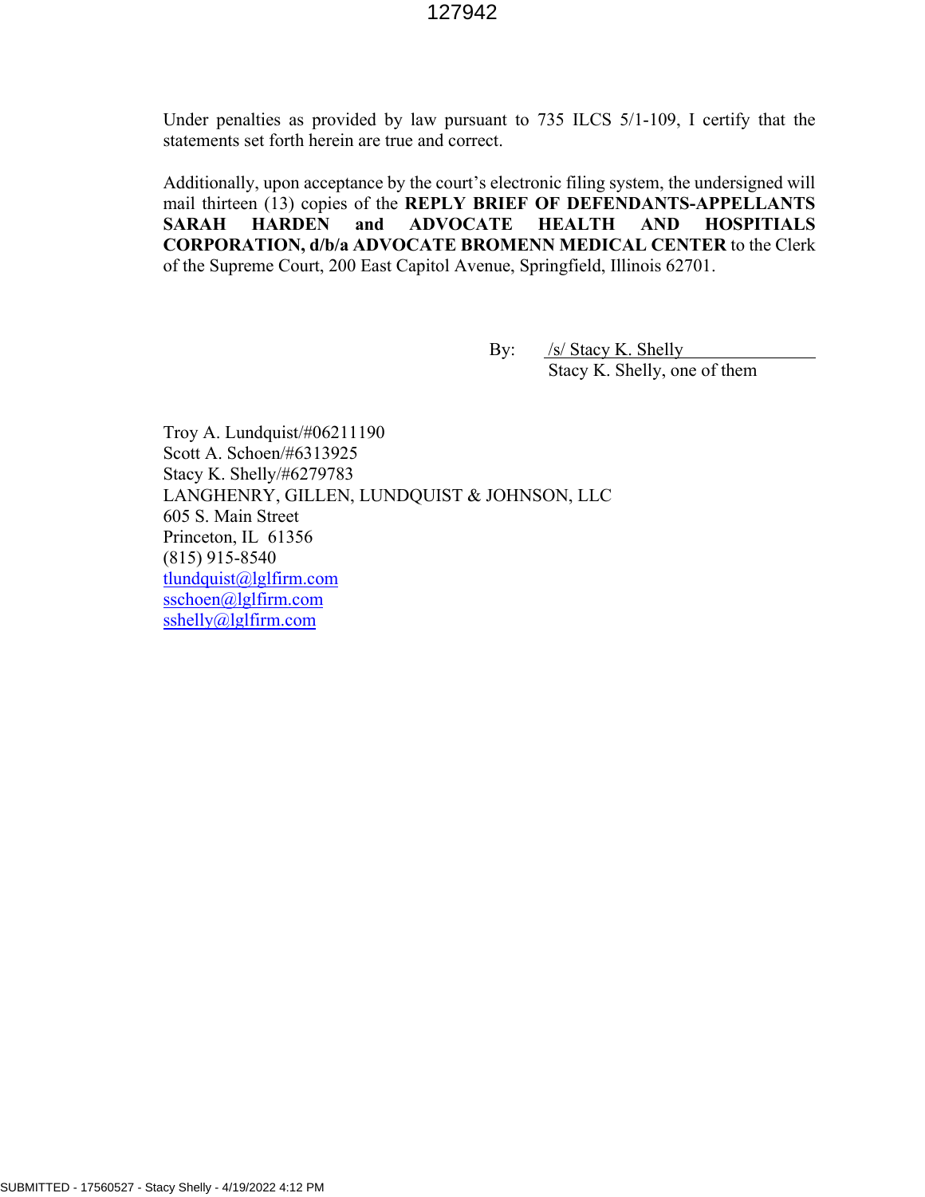Under penalties as provided by law pursuant to 735 ILCS 5/1-109, I certify that the statements set forth herein are true and correct.

Additionally, upon acceptance by the court's electronic filing system, the undersigned will mail thirteen (13) copies of the **REPLY BRIEF OF DEFENDANTS-APPELLANTS SARAH HARDEN and ADVOCATE HEALTH AND HOSPITIALS CORPORATION, d/b/a ADVOCATE BROMENN MEDICAL CENTER** to the Clerk of the Supreme Court, 200 East Capitol Avenue, Springfield, Illinois 62701.

By: /s/ Stacy K. Shelly
Stacy K. Shelly, one of them

Troy A. Lundquist/#06211190
Scott A. Schoen/#6313925
Stacy K. Shelly/#6279783
LANGHENRY, GILLEN, LUNDQUIST & JOHNSON, LLC
605 S. Main Street
Princeton, IL 61356
(815) 915-8540
tlundquist@lglfirm.com
sschoen@lglfirm.com
sshelly@lglfirm.com